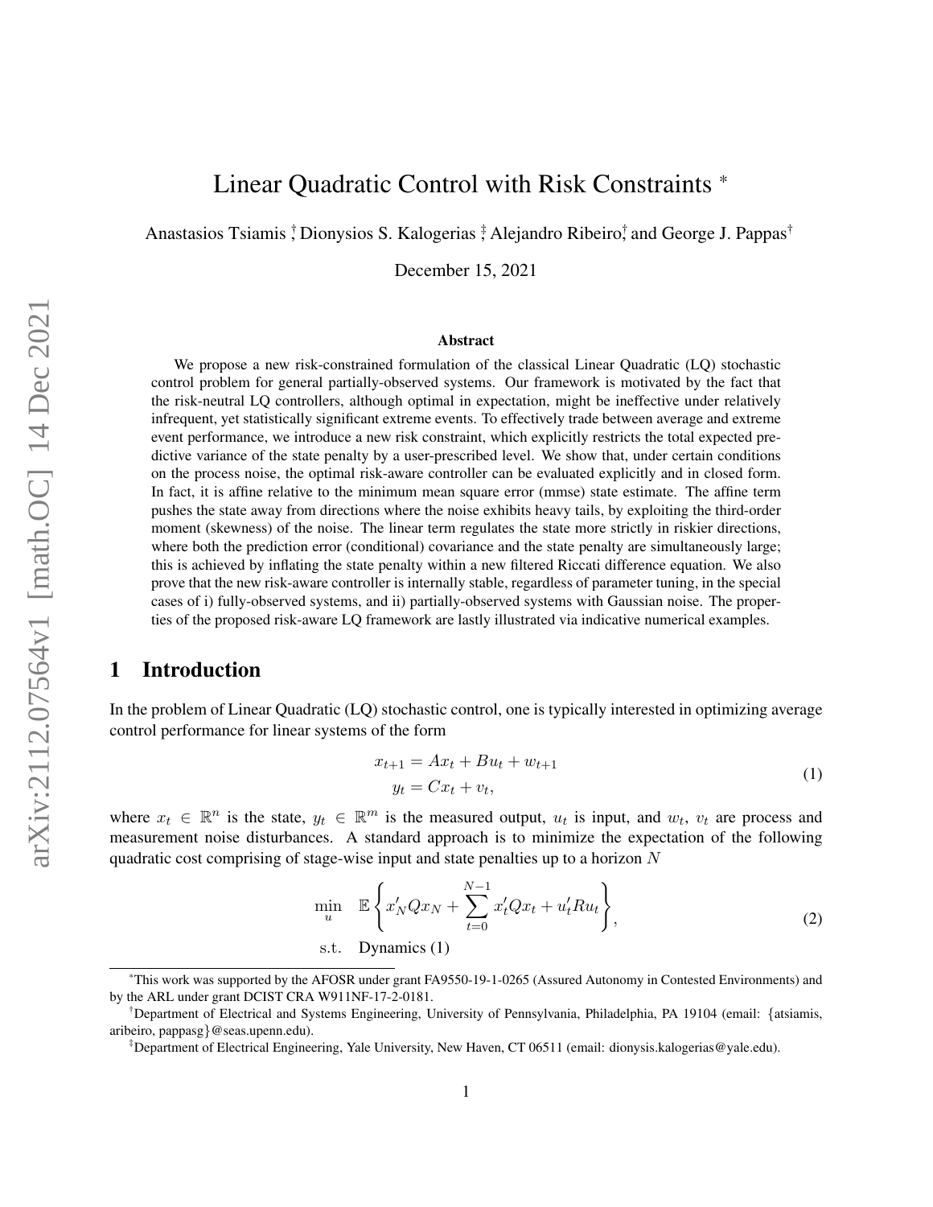# Linear Quadratic Control with Risk Constraints [*]

Anastasios Tsiamis [†], Dionysios S. Kalogerias [‡], Alejandro Ribeiro [†], and George J. Pappas [†]

December 15, 2021

### Abstract

We propose a new risk-constrained formulation of the classical Linear Quadratic (LQ) stochastic control problem for general partially-observed systems. Our framework is motivated by the fact that the risk-neutral LQ controllers, although optimal in expectation, might be ineffective under relatively infrequent, yet statistically significant extreme events. To effectively trade between average and extreme event performance, we introduce a new risk constraint, which explicitly restricts the total expected predictive variance of the state penalty by a user-prescribed level. We show that, under certain conditions on the process noise, the optimal risk-aware controller can be evaluated explicitly and in closed form. In fact, it is affine relative to the minimum mean square error (mmse) state estimate. The affine term pushes the state away from directions where the noise exhibits heavy tails, by exploiting the third-order moment (skewness) of the noise. The linear term regulates the state more strictly in riskier directions, where both the prediction error (conditional) covariance and the state penalty are simultaneously large; this is achieved by inflating the state penalty within a new filtered Riccati difference equation. We also prove that the new risk-aware controller is internally stable, regardless of parameter tuning, in the special cases of i) fully-observed systems, and ii) partially-observed systems with Gaussian noise. The properties of the proposed risk-aware LQ framework are lastly illustrated via indicative numerical examples.

## 1 Introduction

In the problem of Linear Quadratic (LQ) stochastic control, one is typically interested in optimizing average control performance for linear systems of the form

$$
\begin{aligned}
x_{t+1} &= Ax_t + Bu_t + w_{t+1} \\
y_t &= Cx_t + v_t,
\end{aligned}
\tag{1}
$$

where $x_t \in \mathbb{R}^n$ is the state, $y_t \in \mathbb{R}^m$ is the measured output, $u_t$ is input, and $w_t$, $v_t$ are process and measurement noise disturbances. A standard approach is to minimize the expectation of the following quadratic cost comprising of stage-wise input and state penalties up to a horizon $N$

$$
\begin{aligned}
\min_{u} \quad & \mathbb{E}\left\{x_N' Q x_N + \sum_{t=0}^{N-1} x_t' Q x_t + u_t' R u_t\right\}, \\
\text{s.t.} \quad & \text{Dynamics (1)}
\end{aligned}
\tag{2}
$$

---

[*] This work was supported by the AFOSR under grant FA9550-19-1-0265 (Assured Autonomy in Contested Environments) and by the ARL under grant DCIST CRA W911NF-17-2-0181.

[†] Department of Electrical and Systems Engineering, University of Pennsylvania, Philadelphia, PA 19104 (email: {atsiamis, aribeiro, pappasg}@seas.upenn.edu).

[‡] Department of Electrical Engineering, Yale University, New Haven, CT 06511 (email: dionysis.kalogerias@yale.edu).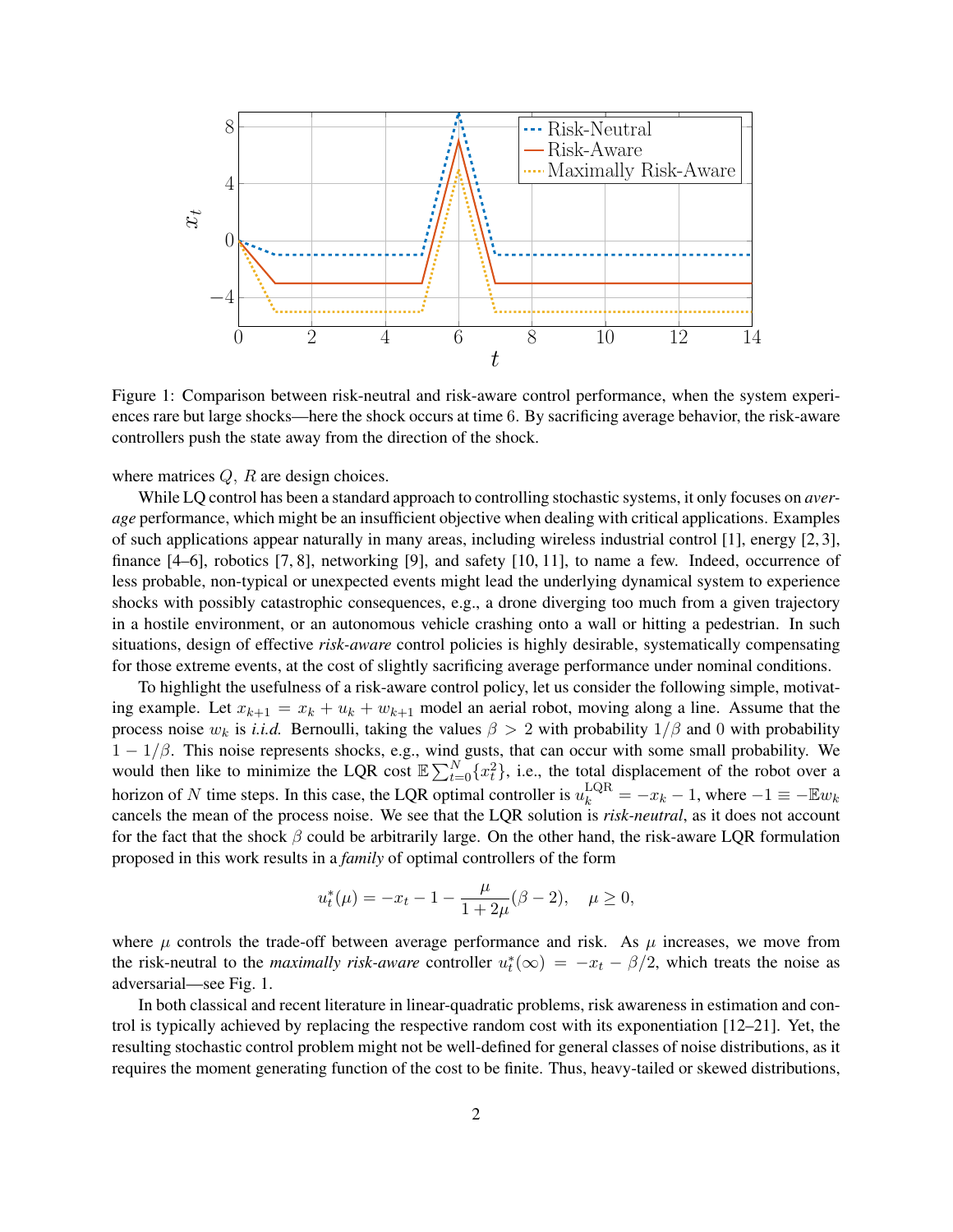Figure 1: Comparison between risk-neutral and risk-aware control performance, when the system experiences rare but large shocks—here the shock occurs at time 6. By sacrificing average behavior, the risk-aware controllers push the state away from the direction of the shock.

where matrices $Q$, $R$ are design choices.

While LQ control has been a standard approach to controlling stochastic systems, it only focuses on *average* performance, which might be an insufficient objective when dealing with critical applications. Examples of such applications appear naturally in many areas, including wireless industrial control [1], energy [2, 3], finance [4–6], robotics [7, 8], networking [9], and safety [10, 11], to name a few. Indeed, occurrence of less probable, non-typical or unexpected events might lead the underlying dynamical system to experience shocks with possibly catastrophic consequences, e.g., a drone diverging too much from a given trajectory in a hostile environment, or an autonomous vehicle crashing onto a wall or hitting a pedestrian. In such situations, design of effective *risk-aware* control policies is highly desirable, systematically compensating for those extreme events, at the cost of slightly sacrificing average performance under nominal conditions.

To highlight the usefulness of a risk-aware control policy, let us consider the following simple, motivating example. Let $x_{k+1} = x_k + u_k + w_{k+1}$ model an aerial robot, moving along a line. Assume that the process noise $w_k$ is *i.i.d.* Bernoulli, taking the values $\beta > 2$ with probability $1/\beta$ and $0$ with probability $1 - 1/\beta$. This noise represents shocks, e.g., wind gusts, that can occur with some small probability. We would then like to minimize the LQR cost $\mathbb{E}\sum_{t=0}^{N}\{x_t^2\}$, i.e., the total displacement of the robot over a horizon of $N$ time steps. In this case, the LQR optimal controller is $u_k^{\mathrm{LQR}} = -x_k - 1$, where $-1 \equiv -\mathbb{E}w_k$ cancels the mean of the process noise. We see that the LQR solution is *risk-neutral*, as it does not account for the fact that the shock $\beta$ could be arbitrarily large. On the other hand, the risk-aware LQR formulation proposed in this work results in a *family* of optimal controllers of the form

$$u_t^*(\mu) = -x_t - 1 - \frac{\mu}{1+2\mu}(\beta - 2), \quad \mu \geq 0,$$

where $\mu$ controls the trade-off between average performance and risk. As $\mu$ increases, we move from the risk-neutral to the *maximally risk-aware* controller $u_t^*(\infty) = -x_t - \beta/2$, which treats the noise as adversarial—see Fig. 1.

In both classical and recent literature in linear-quadratic problems, risk awareness in estimation and control is typically achieved by replacing the respective random cost with its exponentiation [12–21]. Yet, the resulting stochastic control problem might not be well-defined for general classes of noise distributions, as it requires the moment generating function of the cost to be finite. Thus, heavy-tailed or skewed distributions,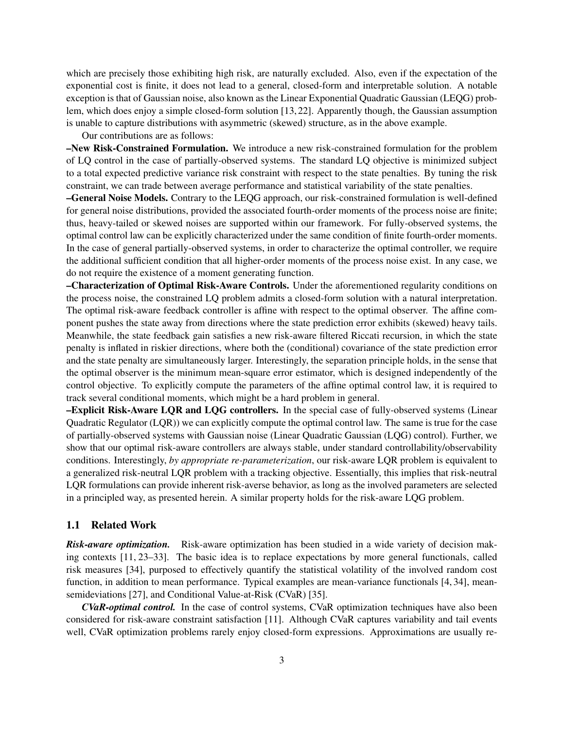which are precisely those exhibiting high risk, are naturally excluded. Also, even if the expectation of the exponential cost is finite, it does not lead to a general, closed-form and interpretable solution. A notable exception is that of Gaussian noise, also known as the Linear Exponential Quadratic Gaussian (LEQG) problem, which does enjoy a simple closed-form solution [13, 22]. Apparently though, the Gaussian assumption is unable to capture distributions with asymmetric (skewed) structure, as in the above example.

Our contributions are as follows:

**–New Risk-Constrained Formulation.** We introduce a new risk-constrained formulation for the problem of LQ control in the case of partially-observed systems. The standard LQ objective is minimized subject to a total expected predictive variance risk constraint with respect to the state penalties. By tuning the risk constraint, we can trade between average performance and statistical variability of the state penalties.

**–General Noise Models.** Contrary to the LEQG approach, our risk-constrained formulation is well-defined for general noise distributions, provided the associated fourth-order moments of the process noise are finite; thus, heavy-tailed or skewed noises are supported within our framework. For fully-observed systems, the optimal control law can be explicitly characterized under the same condition of finite fourth-order moments. In the case of general partially-observed systems, in order to characterize the optimal controller, we require the additional sufficient condition that all higher-order moments of the process noise exist. In any case, we do not require the existence of a moment generating function.

**–Characterization of Optimal Risk-Aware Controls.** Under the aforementioned regularity conditions on the process noise, the constrained LQ problem admits a closed-form solution with a natural interpretation. The optimal risk-aware feedback controller is affine with respect to the optimal observer. The affine component pushes the state away from directions where the state prediction error exhibits (skewed) heavy tails. Meanwhile, the state feedback gain satisfies a new risk-aware filtered Riccati recursion, in which the state penalty is inflated in riskier directions, where both the (conditional) covariance of the state prediction error and the state penalty are simultaneously larger. Interestingly, the separation principle holds, in the sense that the optimal observer is the minimum mean-square error estimator, which is designed independently of the control objective. To explicitly compute the parameters of the affine optimal control law, it is required to track several conditional moments, which might be a hard problem in general.

**–Explicit Risk-Aware LQR and LQG controllers.** In the special case of fully-observed systems (Linear Quadratic Regulator (LQR)) we can explicitly compute the optimal control law. The same is true for the case of partially-observed systems with Gaussian noise (Linear Quadratic Gaussian (LQG) control). Further, we show that our optimal risk-aware controllers are always stable, under standard controllability/observability conditions. Interestingly, *by appropriate re-parameterization*, our risk-aware LQR problem is equivalent to a generalized risk-neutral LQR problem with a tracking objective. Essentially, this implies that risk-neutral LQR formulations can provide inherent risk-averse behavior, as long as the involved parameters are selected in a principled way, as presented herein. A similar property holds for the risk-aware LQG problem.

### 1.1 Related Work

***Risk-aware optimization.*** Risk-aware optimization has been studied in a wide variety of decision making contexts [11, 23–33]. The basic idea is to replace expectations by more general functionals, called risk measures [34], purposed to effectively quantify the statistical volatility of the involved random cost function, in addition to mean performance. Typical examples are mean-variance functionals [4, 34], mean-semideviations [27], and Conditional Value-at-Risk (CVaR) [35].

***CVaR-optimal control.*** In the case of control systems, CVaR optimization techniques have also been considered for risk-aware constraint satisfaction [11]. Although CVaR captures variability and tail events well, CVaR optimization problems rarely enjoy closed-form expressions. Approximations are usually re-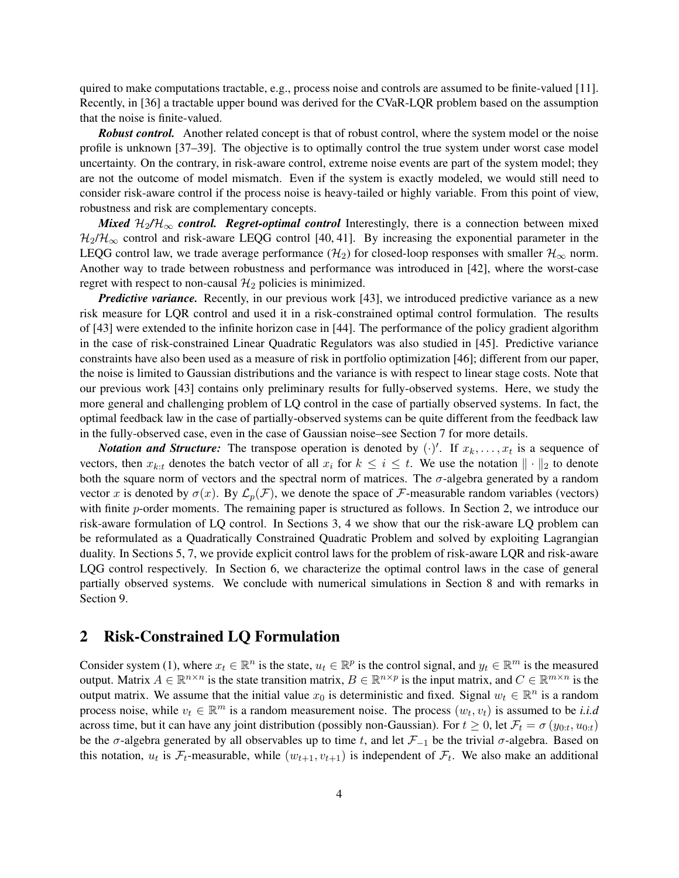quired to make computations tractable, e.g., process noise and controls are assumed to be finite-valued [11]. Recently, in [36] a tractable upper bound was derived for the CVaR-LQR problem based on the assumption that the noise is finite-valued.

***Robust control.*** Another related concept is that of robust control, where the system model or the noise profile is unknown [37–39]. The objective is to optimally control the true system under worst case model uncertainty. On the contrary, in risk-aware control, extreme noise events are part of the system model; they are not the outcome of model mismatch. Even if the system is exactly modeled, we would still need to consider risk-aware control if the process noise is heavy-tailed or highly variable. From this point of view, robustness and risk are complementary concepts.

***Mixed $\mathcal{H}_2$/$\mathcal{H}_\infty$ control. Regret-optimal control*** Interestingly, there is a connection between mixed $\mathcal{H}_2$/$\mathcal{H}_\infty$ control and risk-aware LEQG control [40, 41]. By increasing the exponential parameter in the LEQG control law, we trade average performance ($\mathcal{H}_2$) for closed-loop responses with smaller $\mathcal{H}_\infty$ norm. Another way to trade between robustness and performance was introduced in [42], where the worst-case regret with respect to non-causal $\mathcal{H}_2$ policies is minimized.

***Predictive variance.*** Recently, in our previous work [43], we introduced predictive variance as a new risk measure for LQR control and used it in a risk-constrained optimal control formulation. The results of [43] were extended to the infinite horizon case in [44]. The performance of the policy gradient algorithm in the case of risk-constrained Linear Quadratic Regulators was also studied in [45]. Predictive variance constraints have also been used as a measure of risk in portfolio optimization [46]; different from our paper, the noise is limited to Gaussian distributions and the variance is with respect to linear stage costs. Note that our previous work [43] contains only preliminary results for fully-observed systems. Here, we study the more general and challenging problem of LQ control in the case of partially observed systems. In fact, the optimal feedback law in the case of partially-observed systems can be quite different from the feedback law in the fully-observed case, even in the case of Gaussian noise–see Section 7 for more details.

***Notation and Structure:*** The transpose operation is denoted by $(\cdot)'$. If $x_k, \dots, x_t$ is a sequence of vectors, then $x_{k:t}$ denotes the batch vector of all $x_i$ for $k \leq i \leq t$. We use the notation $\|\cdot\|_2$ to denote both the square norm of vectors and the spectral norm of matrices. The $\sigma$-algebra generated by a random vector $x$ is denoted by $\sigma(x)$. By $\mathcal{L}_p(\mathcal{F})$, we denote the space of $\mathcal{F}$-measurable random variables (vectors) with finite $p$-order moments. The remaining paper is structured as follows. In Section 2, we introduce our risk-aware formulation of LQ control. In Sections 3, 4 we show that our the risk-aware LQ problem can be reformulated as a Quadratically Constrained Quadratic Problem and solved by exploiting Lagrangian duality. In Sections 5, 7, we provide explicit control laws for the problem of risk-aware LQR and risk-aware LQG control respectively. In Section 6, we characterize the optimal control laws in the case of general partially observed systems. We conclude with numerical simulations in Section 8 and with remarks in Section 9.

## 2 Risk-Constrained LQ Formulation

Consider system (1), where $x_t \in \mathbb{R}^n$ is the state, $u_t \in \mathbb{R}^p$ is the control signal, and $y_t \in \mathbb{R}^m$ is the measured output. Matrix $A \in \mathbb{R}^{n\times n}$ is the state transition matrix, $B \in \mathbb{R}^{n\times p}$ is the input matrix, and $C \in \mathbb{R}^{m\times n}$ is the output matrix. We assume that the initial value $x_0$ is deterministic and fixed. Signal $w_t \in \mathbb{R}^n$ is a random process noise, while $v_t \in \mathbb{R}^m$ is a random measurement noise. The process $(w_t, v_t)$ is assumed to be *i.i.d* across time, but it can have any joint distribution (possibly non-Gaussian). For $t \geq 0$, let $\mathcal{F}_t = \sigma\left(y_{0:t}, u_{0:t}\right)$ be the $\sigma$-algebra generated by all observables up to time $t$, and let $\mathcal{F}_{-1}$ be the trivial $\sigma$-algebra. Based on this notation, $u_t$ is $\mathcal{F}_t$-measurable, while $(w_{t+1}, v_{t+1})$ is independent of $\mathcal{F}_t$. We also make an additional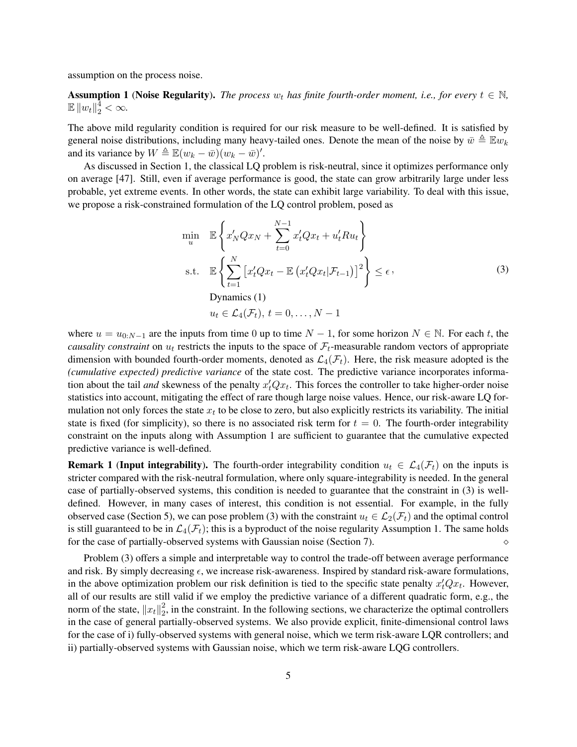assumption on the process noise.

**Assumption 1** (**Noise Regularity**). *The process $w_t$ has finite fourth-order moment, i.e., for every $t \in \mathbb{N}$, $\mathbb{E}\,\|w_t\|_2^4 < \infty$.*

The above mild regularity condition is required for our risk measure to be well-defined. It is satisfied by general noise distributions, including many heavy-tailed ones. Denote the mean of the noise by $\bar{w} \triangleq \mathbb{E}w_k$ and its variance by $W \triangleq \mathbb{E}(w_k - \bar{w})(w_k - \bar{w})'$.

As discussed in Section 1, the classical LQ problem is risk-neutral, since it optimizes performance only on average [47]. Still, even if average performance is good, the state can grow arbitrarily large under less probable, yet extreme events. In other words, the state can exhibit large variability. To deal with this issue, we propose a risk-constrained formulation of the LQ control problem, posed as

$$
\begin{aligned}
\min_{u} \quad & \mathbb{E}\left\{ x_N' Q x_N + \sum_{t=0}^{N-1} x_t' Q x_t + u_t' R u_t \right\} \\
\text{s.t.} \quad & \mathbb{E}\left\{ \sum_{t=1}^{N} \left[ x_t' Q x_t - \mathbb{E}\left( x_t' Q x_t | \mathcal{F}_{t-1} \right) \right]^2 \right\} \leq \epsilon\,, \\
& \text{Dynamics (1)} \\
& u_t \in \mathcal{L}_4(\mathcal{F}_t),\ t = 0, \dots, N-1
\end{aligned}
\tag{3}
$$

where $u = u_{0:N-1}$ are the inputs from time 0 up to time $N-1$, for some horizon $N \in \mathbb{N}$. For each $t$, the *causality constraint* on $u_t$ restricts the inputs to the space of $\mathcal{F}_t$-measurable random vectors of appropriate dimension with bounded fourth-order moments, denoted as $\mathcal{L}_4(\mathcal{F}_t)$. Here, the risk measure adopted is the *(cumulative expected) predictive variance* of the state cost. The predictive variance incorporates information about the tail *and* skewness of the penalty $x_t' Q x_t$. This forces the controller to take higher-order noise statistics into account, mitigating the effect of rare though large noise values. Hence, our risk-aware LQ formulation not only forces the state $x_t$ to be close to zero, but also explicitly restricts its variability. The initial state is fixed (for simplicity), so there is no associated risk term for $t = 0$. The fourth-order integrability constraint on the inputs along with Assumption 1 are sufficient to guarantee that the cumulative expected predictive variance is well-defined.

**Remark 1** (**Input integrability**). The fourth-order integrability condition $u_t \in \mathcal{L}_4(\mathcal{F}_t)$ on the inputs is stricter compared with the risk-neutral formulation, where only square-integrability is needed. In the general case of partially-observed systems, this condition is needed to guarantee that the constraint in (3) is well-defined. However, in many cases of interest, this condition is not essential. For example, in the fully observed case (Section 5), we can pose problem (3) with the constraint $u_t \in \mathcal{L}_2(\mathcal{F}_t)$ and the optimal control is still guaranteed to be in $\mathcal{L}_4(\mathcal{F}_t)$; this is a byproduct of the noise regularity Assumption 1. The same holds for the case of partially-observed systems with Gaussian noise (Section 7). $\diamond$

Problem (3) offers a simple and interpretable way to control the trade-off between average performance and risk. By simply decreasing $\epsilon$, we increase risk-awareness. Inspired by standard risk-aware formulations, in the above optimization problem our risk definition is tied to the specific state penalty $x_t' Q x_t$. However, all of our results are still valid if we employ the predictive variance of a different quadratic form, e.g., the norm of the state, $\|x_t\|_2^2$, in the constraint. In the following sections, we characterize the optimal controllers in the case of general partially-observed systems. We also provide explicit, finite-dimensional control laws for the case of i) fully-observed systems with general noise, which we term risk-aware LQR controllers; and ii) partially-observed systems with Gaussian noise, which we term risk-aware LQG controllers.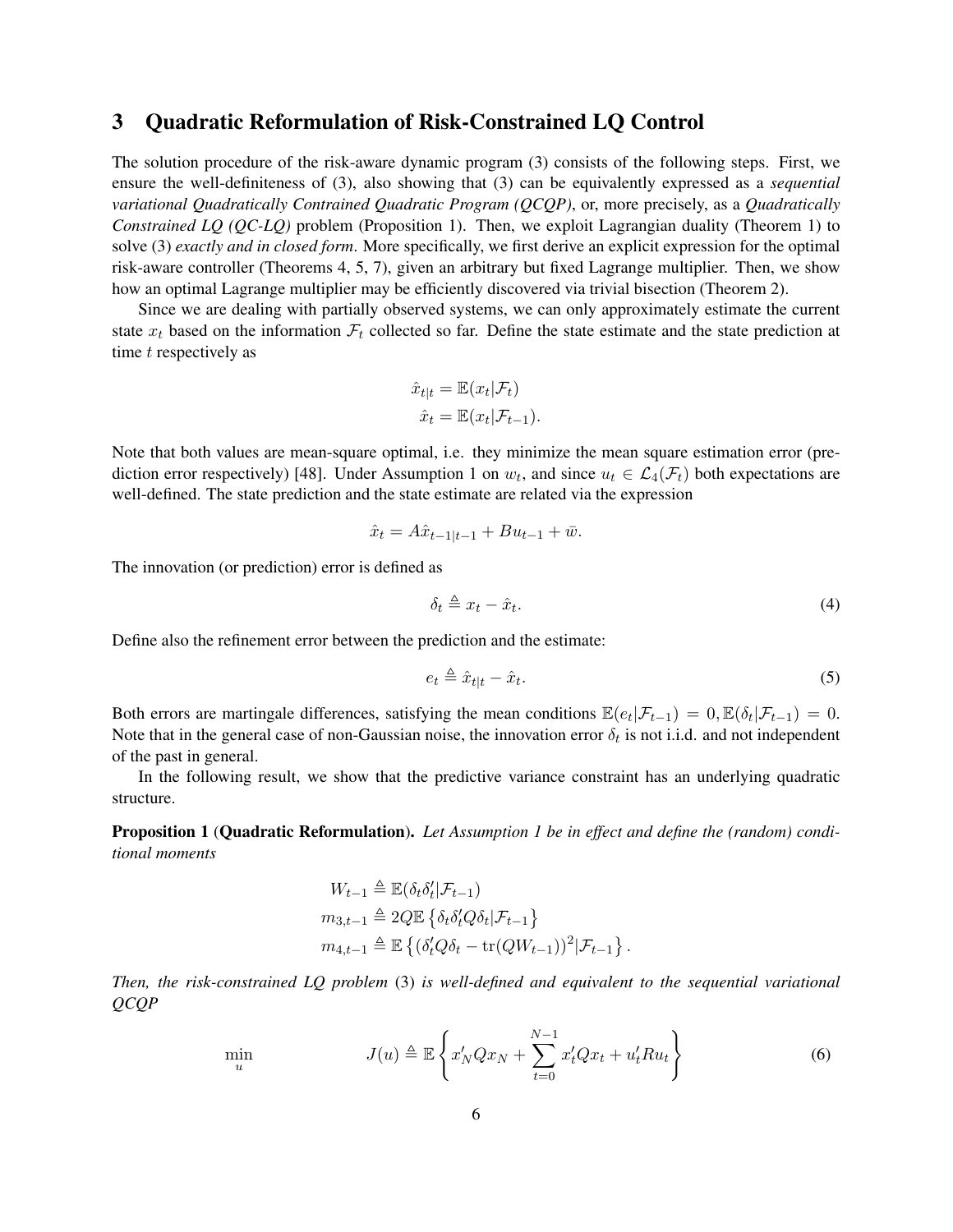## 3 Quadratic Reformulation of Risk-Constrained LQ Control

The solution procedure of the risk-aware dynamic program (3) consists of the following steps. First, we ensure the well-definiteness of (3), also showing that (3) can be equivalently expressed as a *sequential variational Quadratically Contrained Quadratic Program (QCQP)*, or, more precisely, as a *Quadratically Constrained LQ (QC-LQ)* problem (Proposition 1). Then, we exploit Lagrangian duality (Theorem 1) to solve (3) *exactly and in closed form*. More specifically, we first derive an explicit expression for the optimal risk-aware controller (Theorems 4, 5, 7), given an arbitrary but fixed Lagrange multiplier. Then, we show how an optimal Lagrange multiplier may be efficiently discovered via trivial bisection (Theorem 2).

Since we are dealing with partially observed systems, we can only approximately estimate the current state $x_t$ based on the information $\mathcal{F}_t$ collected so far. Define the state estimate and the state prediction at time $t$ respectively as

$$
\begin{aligned}
\hat{x}_{t|t} &= \mathbb{E}(x_t|\mathcal{F}_t) \\
\hat{x}_t &= \mathbb{E}(x_t|\mathcal{F}_{t-1}).
\end{aligned}
$$

Note that both values are mean-square optimal, i.e. they minimize the mean square estimation error (prediction error respectively) [48]. Under Assumption 1 on $w_t$, and since $u_t \in \mathcal{L}_4(\mathcal{F}_t)$ both expectations are well-defined. The state prediction and the state estimate are related via the expression

$$
\hat{x}_t = A\hat{x}_{t-1|t-1} + Bu_{t-1} + \bar{w}.
$$

The innovation (or prediction) error is defined as

$$
\delta_t \triangleq x_t - \hat{x}_t. \tag{4}
$$

Define also the refinement error between the prediction and the estimate:

$$
e_t \triangleq \hat{x}_{t|t} - \hat{x}_t. \tag{5}
$$

Both errors are martingale differences, satisfying the mean conditions $\mathbb{E}(e_t|\mathcal{F}_{t-1}) = 0, \mathbb{E}(\delta_t|\mathcal{F}_{t-1}) = 0$. Note that in the general case of non-Gaussian noise, the innovation error $\delta_t$ is not i.i.d. and not independent of the past in general.

In the following result, we show that the predictive variance constraint has an underlying quadratic structure.

**Proposition 1** (**Quadratic Reformulation**). *Let Assumption 1 be in effect and define the (random) conditional moments*

$$
\begin{aligned}
W_{t-1} &\triangleq \mathbb{E}(\delta_t\delta_t'|\mathcal{F}_{t-1}) \\
m_{3,t-1} &\triangleq 2Q\mathbb{E}\left\{\delta_t\delta_t'Q\delta_t|\mathcal{F}_{t-1}\right\} \\
m_{4,t-1} &\triangleq \mathbb{E}\left\{(\delta_t'Q\delta_t - \mathrm{tr}(QW_{t-1}))^2|\mathcal{F}_{t-1}\right\}.
\end{aligned}
$$

*Then, the risk-constrained LQ problem* (3) *is well-defined and equivalent to the sequential variational QCQP*

$$
\min_{u} \qquad J(u) \triangleq \mathbb{E}\left\{x_N'Qx_N + \sum_{t=0}^{N-1} x_t'Qx_t + u_t'Ru_t\right\} \tag{6}
$$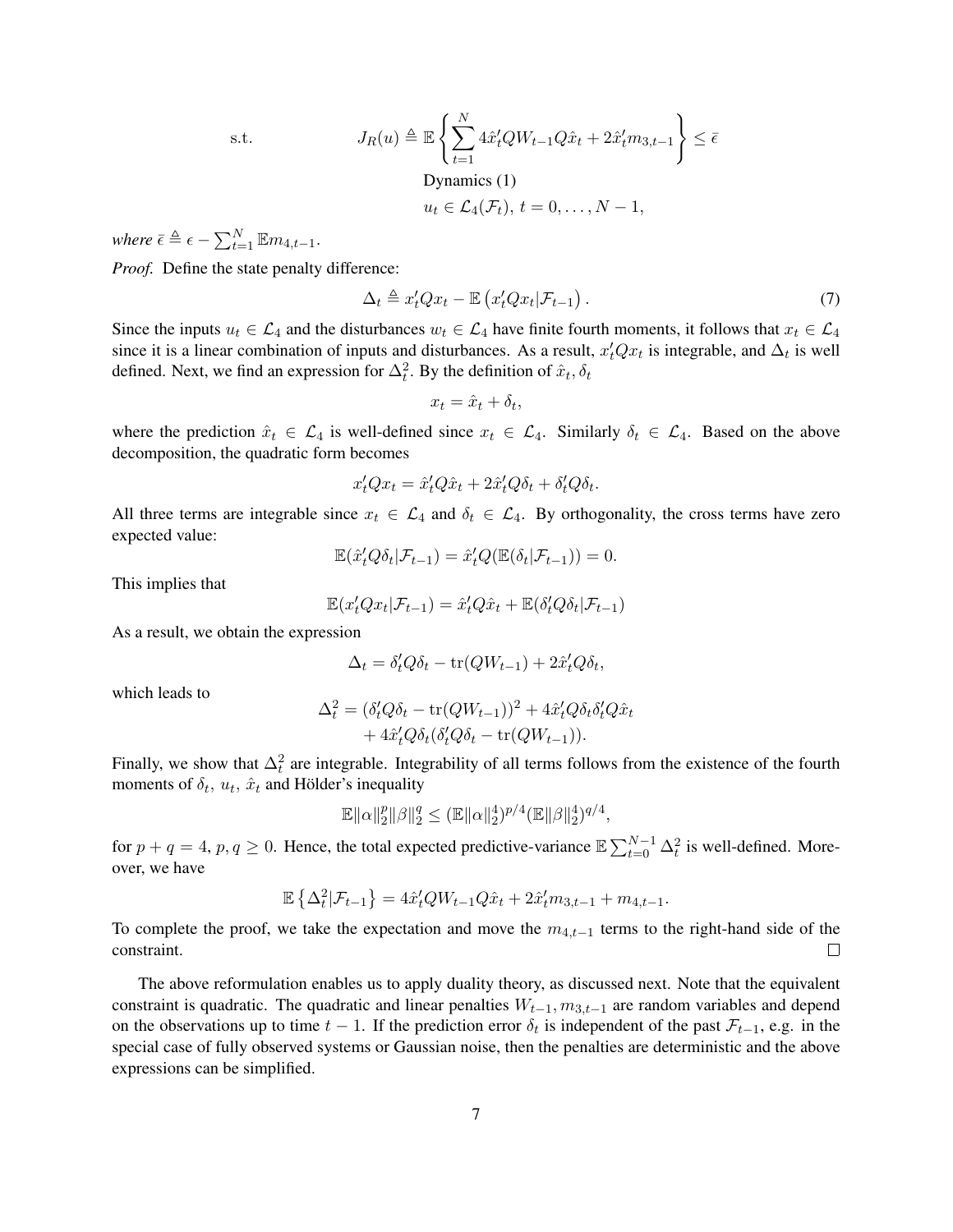$$
\text{s.t.} \qquad J_R(u) \triangleq \mathbb{E}\left\{\sum_{t=1}^{N} 4\hat{x}_t' Q W_{t-1} Q \hat{x}_t + 2\hat{x}_t' m_{3,t-1}\right\} \leq \bar{\epsilon}
$$

$$
\text{Dynamics (1)}
$$

$$
u_t \in \mathcal{L}_4(\mathcal{F}_t),\ t = 0, \ldots, N-1,
$$

*where* $\bar{\epsilon} \triangleq \epsilon - \sum_{t=1}^{N} \mathbb{E} m_{4,t-1}$.

*Proof.* Define the state penalty difference:

$$
\Delta_t \triangleq x_t' Q x_t - \mathbb{E}\left(x_t' Q x_t | \mathcal{F}_{t-1}\right). \tag{7}
$$

Since the inputs $u_t \in \mathcal{L}_4$ and the disturbances $w_t \in \mathcal{L}_4$ have finite fourth moments, it follows that $x_t \in \mathcal{L}_4$ since it is a linear combination of inputs and disturbances. As a result, $x_t' Q x_t$ is integrable, and $\Delta_t$ is well defined. Next, we find an expression for $\Delta_t^2$. By the definition of $\hat{x}_t, \delta_t$

$$
x_t = \hat{x}_t + \delta_t,
$$

where the prediction $\hat{x}_t \in \mathcal{L}_4$ is well-defined since $x_t \in \mathcal{L}_4$. Similarly $\delta_t \in \mathcal{L}_4$. Based on the above decomposition, the quadratic form becomes

$$
x_t' Q x_t = \hat{x}_t' Q \hat{x}_t + 2\hat{x}_t' Q \delta_t + \delta_t' Q \delta_t.
$$

All three terms are integrable since $x_t \in \mathcal{L}_4$ and $\delta_t \in \mathcal{L}_4$. By orthogonality, the cross terms have zero expected value:

$$
\mathbb{E}(\hat{x}_t' Q \delta_t | \mathcal{F}_{t-1}) = \hat{x}_t' Q(\mathbb{E}(\delta_t | \mathcal{F}_{t-1})) = 0.
$$

This implies that

$$
\mathbb{E}(x_t' Q x_t | \mathcal{F}_{t-1}) = \hat{x}_t' Q \hat{x}_t + \mathbb{E}(\delta_t' Q \delta_t | \mathcal{F}_{t-1})
$$

As a result, we obtain the expression

$$
\Delta_t = \delta_t' Q \delta_t - \operatorname{tr}(Q W_{t-1}) + 2\hat{x}_t' Q \delta_t,
$$

which leads to

$$
\begin{aligned}
\Delta_t^2 = &(\delta_t' Q \delta_t - \operatorname{tr}(Q W_{t-1}))^2 + 4\hat{x}_t' Q \delta_t \delta_t' Q \hat{x}_t \\
&+ 4\hat{x}_t' Q \delta_t (\delta_t' Q \delta_t - \operatorname{tr}(Q W_{t-1})).
\end{aligned}
$$

Finally, we show that $\Delta_t^2$ are integrable. Integrability of all terms follows from the existence of the fourth moments of $\delta_t$, $u_t$, $\hat{x}_t$ and Hölder's inequality

$$
\mathbb{E}\|\alpha\|_2^p \|\beta\|_2^q \leq (\mathbb{E}\|\alpha\|_2^4)^{p/4} (\mathbb{E}\|\beta\|_2^4)^{q/4},
$$

for $p + q = 4$, $p, q \geq 0$. Hence, the total expected predictive-variance $\mathbb{E}\sum_{t=0}^{N-1} \Delta_t^2$ is well-defined. Moreover, we have

$$
\mathbb{E}\left\{\Delta_t^2 | \mathcal{F}_{t-1}\right\} = 4\hat{x}_t' Q W_{t-1} Q \hat{x}_t + 2\hat{x}_t' m_{3,t-1} + m_{4,t-1}.
$$

To complete the proof, we take the expectation and move the $m_{4,t-1}$ terms to the right-hand side of the constraint. ∎

The above reformulation enables us to apply duality theory, as discussed next. Note that the equivalent constraint is quadratic. The quadratic and linear penalties $W_{t-1}, m_{3,t-1}$ are random variables and depend on the observations up to time $t-1$. If the prediction error $\delta_t$ is independent of the past $\mathcal{F}_{t-1}$, e.g. in the special case of fully observed systems or Gaussian noise, then the penalties are deterministic and the above expressions can be simplified.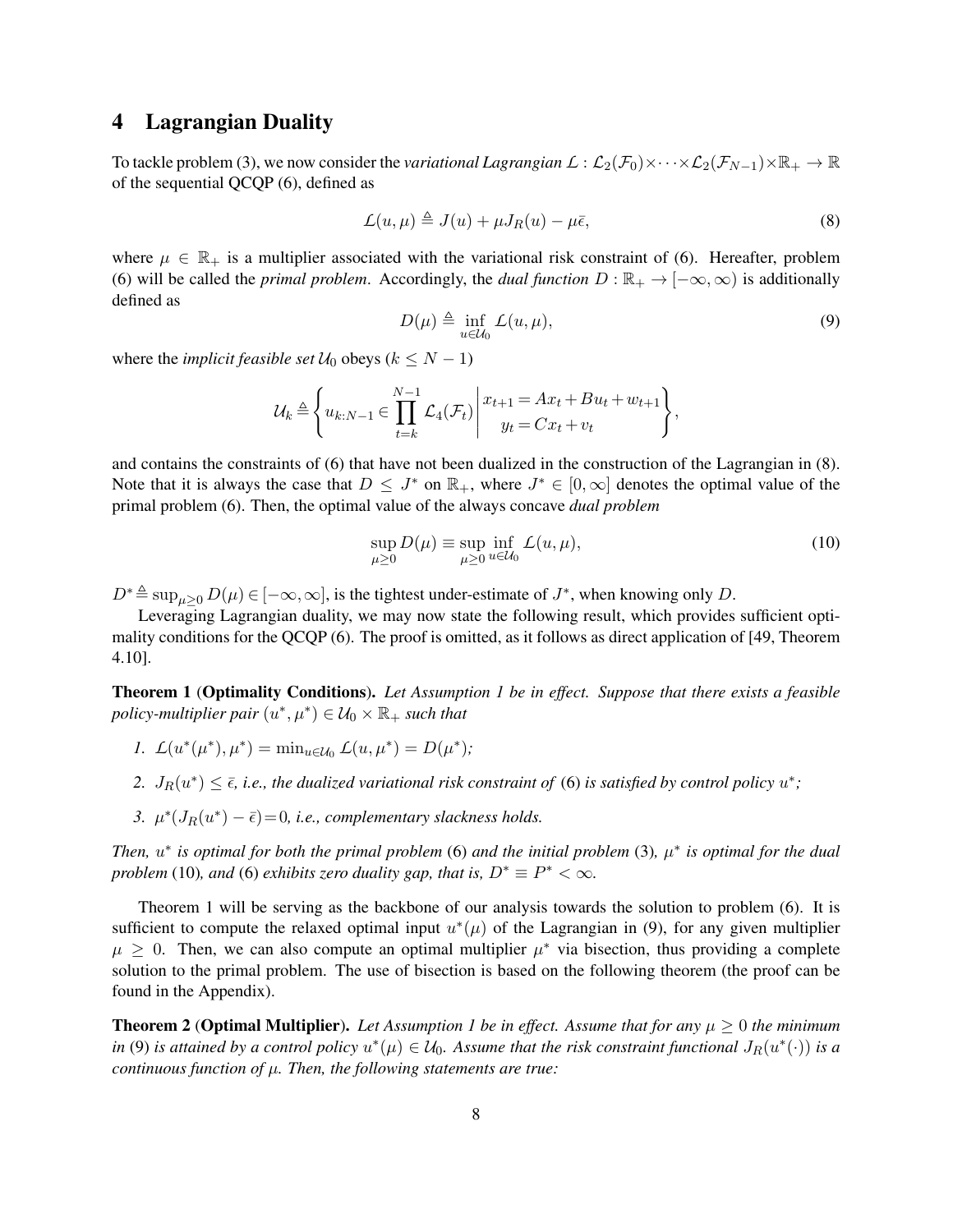## 4 Lagrangian Duality

To tackle problem (3), we now consider the *variational Lagrangian* $\mathcal{L} : \mathcal{L}_2(\mathcal{F}_0)\times\cdots\times\mathcal{L}_2(\mathcal{F}_{N-1})\times\mathbb{R}_+ \to \mathbb{R}$ of the sequential QCQP (6), defined as

$$\mathcal{L}(u,\mu) \triangleq J(u) + \mu J_R(u) - \mu\bar{\epsilon}, \tag{8}$$

where $\mu \in \mathbb{R}_+$ is a multiplier associated with the variational risk constraint of (6). Hereafter, problem (6) will be called the *primal problem*. Accordingly, the *dual function* $D : \mathbb{R}_+ \to [-\infty,\infty)$ is additionally defined as

$$D(\mu) \triangleq \inf_{u\in\mathcal{U}_0} \mathcal{L}(u,\mu), \tag{9}$$

where the *implicit feasible set* $\mathcal{U}_0$ obeys ($k \leq N-1$)

$$\mathcal{U}_k \triangleq \left\{ u_{k:N-1} \in \prod_{t=k}^{N-1} \mathcal{L}_4(\mathcal{F}_t) \,\middle|\, \begin{matrix} x_{t+1} = Ax_t + Bu_t + w_{t+1} \\ y_t = Cx_t + v_t \end{matrix} \right\},$$

and contains the constraints of (6) that have not been dualized in the construction of the Lagrangian in (8). Note that it is always the case that $D \leq J^*$ on $\mathbb{R}_+$, where $J^* \in [0,\infty]$ denotes the optimal value of the primal problem (6). Then, the optimal value of the always concave *dual problem*

$$\sup_{\mu\geq 0} D(\mu) \equiv \sup_{\mu\geq 0} \inf_{u\in\mathcal{U}_0} \mathcal{L}(u,\mu), \tag{10}$$

$D^* \triangleq \sup_{\mu\geq 0} D(\mu) \in [-\infty,\infty]$, is the tightest under-estimate of $J^*$, when knowing only $D$.

Leveraging Lagrangian duality, we may now state the following result, which provides sufficient optimality conditions for the QCQP (6). The proof is omitted, as it follows as direct application of [49, Theorem 4.10].

**Theorem 1** (**Optimality Conditions**). *Let Assumption 1 be in effect. Suppose that there exists a feasible policy-multiplier pair $(u^*,\mu^*) \in \mathcal{U}_0 \times \mathbb{R}_+$ such that*

1. $\mathcal{L}(u^*(\mu^*),\mu^*) = \min_{u\in\mathcal{U}_0} \mathcal{L}(u,\mu^*) = D(\mu^*)$;
2. $J_R(u^*) \leq \bar{\epsilon}$, *i.e., the dualized variational risk constraint of* (6) *is satisfied by control policy* $u^*$;
3. $\mu^*(J_R(u^*) - \bar{\epsilon}) = 0$, *i.e., complementary slackness holds.*

*Then, $u^*$ is optimal for both the primal problem* (6) *and the initial problem* (3), *$\mu^*$ is optimal for the dual problem* (10), *and* (6) *exhibits zero duality gap, that is, $D^* \equiv P^* < \infty$.*

Theorem 1 will be serving as the backbone of our analysis towards the solution to problem (6). It is sufficient to compute the relaxed optimal input $u^*(\mu)$ of the Lagrangian in (9), for any given multiplier $\mu \geq 0$. Then, we can also compute an optimal multiplier $\mu^*$ via bisection, thus providing a complete solution to the primal problem. The use of bisection is based on the following theorem (the proof can be found in the Appendix).

**Theorem 2** (**Optimal Multiplier**). *Let Assumption 1 be in effect. Assume that for any $\mu \geq 0$ the minimum in* (9) *is attained by a control policy $u^*(\mu) \in \mathcal{U}_0$. Assume that the risk constraint functional $J_R(u^*(\cdot))$ is a continuous function of $\mu$. Then, the following statements are true:*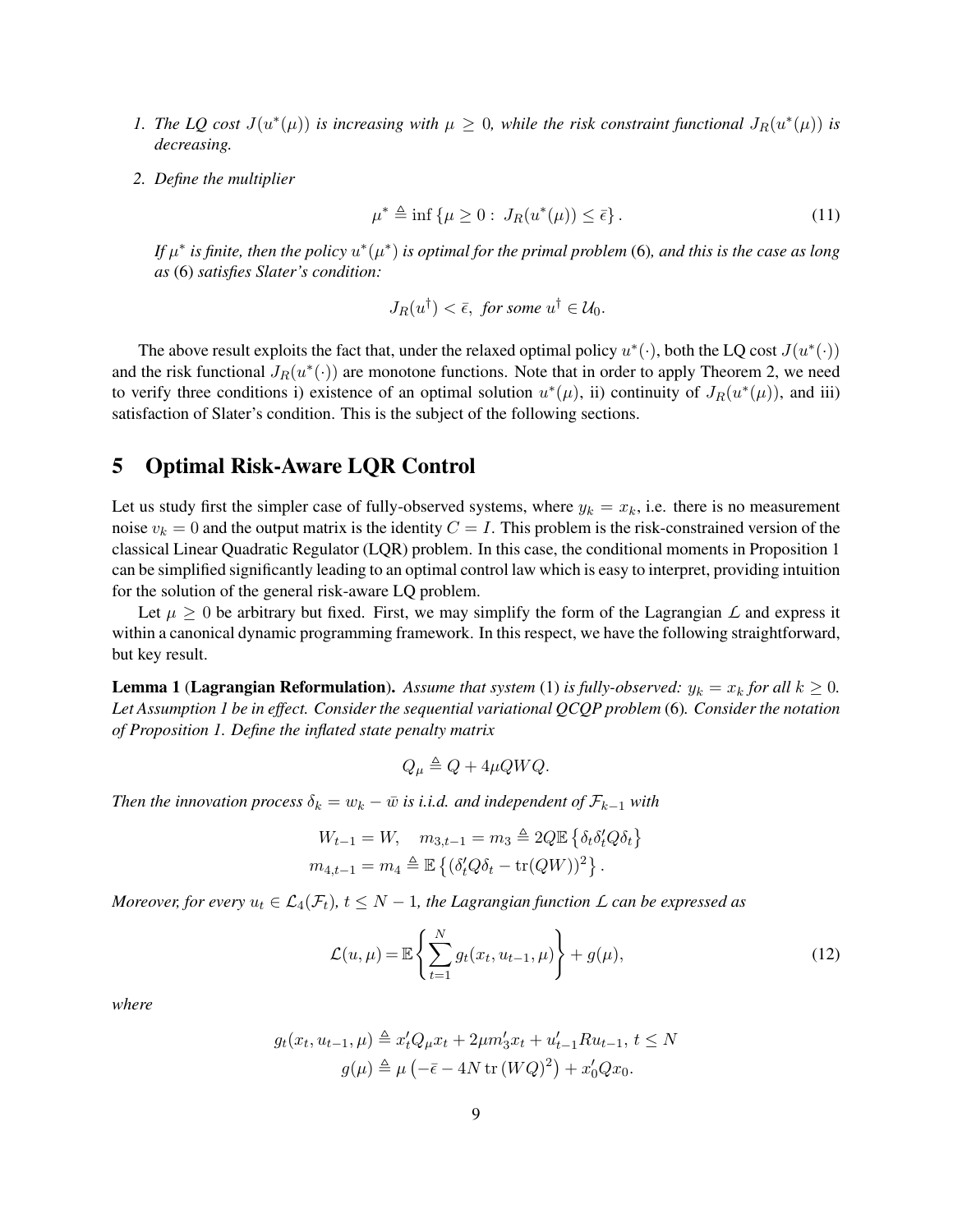1. *The LQ cost $J(u^*(\mu))$ is increasing with $\mu \geq 0$, while the risk constraint functional $J_R(u^*(\mu))$ is decreasing.*
2. *Define the multiplier*

$$\mu^* \triangleq \inf \{\mu \geq 0 : \; J_R(u^*(\mu)) \leq \bar{\epsilon}\}. \tag{11}$$

*If $\mu^*$ is finite, then the policy $u^*(\mu^*)$ is optimal for the primal problem* (6)*, and this is the case as long as* (6) *satisfies Slater's condition:*

$$J_R(u^\dagger) < \bar{\epsilon}, \;\; \textit{for some } u^\dagger \in \mathcal{U}_0.$$

The above result exploits the fact that, under the relaxed optimal policy $u^*(\cdot)$, both the LQ cost $J(u^*(\cdot))$ and the risk functional $J_R(u^*(\cdot))$ are monotone functions. Note that in order to apply Theorem 2, we need to verify three conditions i) existence of an optimal solution $u^*(\mu)$, ii) continuity of $J_R(u^*(\mu))$, and iii) satisfaction of Slater's condition. This is the subject of the following sections.

# 5 Optimal Risk-Aware LQR Control

Let us study first the simpler case of fully-observed systems, where $y_k = x_k$, i.e. there is no measurement noise $v_k = 0$ and the output matrix is the identity $C = I$. This problem is the risk-constrained version of the classical Linear Quadratic Regulator (LQR) problem. In this case, the conditional moments in Proposition 1 can be simplified significantly leading to an optimal control law which is easy to interpret, providing intuition for the solution of the general risk-aware LQ problem.

Let $\mu \geq 0$ be arbitrary but fixed. First, we may simplify the form of the Lagrangian $\mathcal{L}$ and express it within a canonical dynamic programming framework. In this respect, we have the following straightforward, but key result.

**Lemma 1** (**Lagrangian Reformulation**). *Assume that system* (1) *is fully-observed: $y_k = x_k$ for all $k \geq 0$. Let Assumption 1 be in effect. Consider the sequential variational QCQP problem* (6)*. Consider the notation of Proposition 1. Define the inflated state penalty matrix*

$$Q_\mu \triangleq Q + 4\mu QWQ.$$

*Then the innovation process $\delta_k = w_k - \bar{w}$ is i.i.d. and independent of $\mathcal{F}_{k-1}$ with*

$$W_{t-1} = W, \quad m_{3,t-1} = m_3 \triangleq 2Q\mathbb{E}\left\{\delta_t \delta_t' Q \delta_t\right\}$$
$$m_{4,t-1} = m_4 \triangleq \mathbb{E}\left\{(\delta_t' Q \delta_t - \operatorname{tr}(QW))^2\right\}.$$

*Moreover, for every $u_t \in \mathcal{L}_4(\mathcal{F}_t)$, $t \leq N-1$, the Lagrangian function $\mathcal{L}$ can be expressed as*

$$\mathcal{L}(u, \mu) = \mathbb{E}\left\{\sum_{t=1}^{N} g_t(x_t, u_{t-1}, \mu)\right\} + g(\mu), \tag{12}$$

*where*

$$g_t(x_t, u_{t-1}, \mu) \triangleq x_t' Q_\mu x_t + 2\mu m_3' x_t + u_{t-1}' R u_{t-1}, \; t \leq N$$
$$g(\mu) \triangleq \mu\left(-\bar{\epsilon} - 4N \operatorname{tr}(WQ)^2\right) + x_0' Q x_0.$$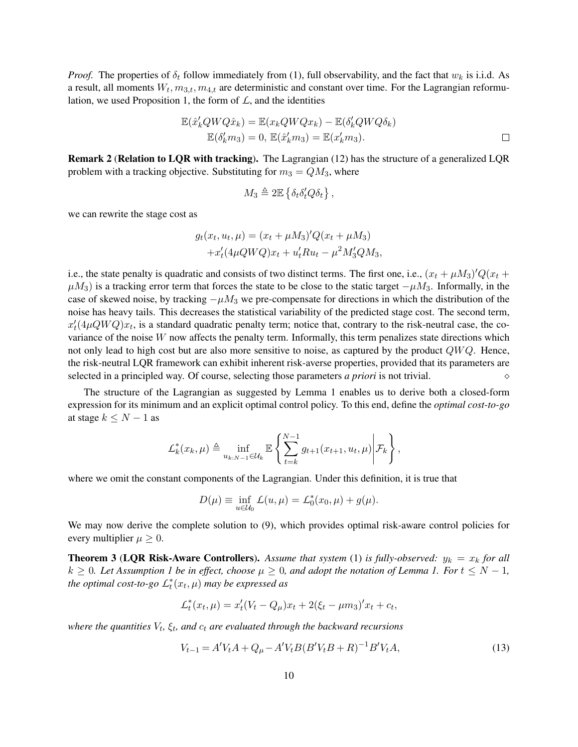*Proof.* The properties of $\delta_t$ follow immediately from (1), full observability, and the fact that $w_k$ is i.i.d. As a result, all moments $W_t, m_{3,t}, m_{4,t}$ are deterministic and constant over time. For the Lagrangian reformulation, we used Proposition 1, the form of $\mathcal{L}$, and the identities

$$
\begin{aligned}
\mathbb{E}(\hat{x}_k' QWQ\hat{x}_k) &= \mathbb{E}(x_k QWQ x_k) - \mathbb{E}(\delta_k' QWQ\delta_k) \\
\mathbb{E}(\delta_k' m_3) &= 0,\ \mathbb{E}(\hat{x}_k' m_3) = \mathbb{E}(x_k' m_3).
\end{aligned}
$$

□

**Remark 2** (**Relation to LQR with tracking**). The Lagrangian (12) has the structure of a generalized LQR problem with a tracking objective. Substituting for $m_3 = QM_3$, where

$$
M_3 \triangleq 2\mathbb{E}\left\{\delta_t \delta_t' Q \delta_t\right\},
$$

we can rewrite the stage cost as

$$
\begin{aligned}
g_t(x_t, u_t, \mu) &= (x_t + \mu M_3)' Q (x_t + \mu M_3) \\
&\quad + x_t'(4\mu QWQ)x_t + u_t' R u_t - \mu^2 M_3' Q M_3,
\end{aligned}
$$

i.e., the state penalty is quadratic and consists of two distinct terms. The first one, i.e., $(x_t + \mu M_3)'Q(x_t + \mu M_3)$ is a tracking error term that forces the state to be close to the static target $-\mu M_3$. Informally, in the case of skewed noise, by tracking $-\mu M_3$ we pre-compensate for directions in which the distribution of the noise has heavy tails. This decreases the statistical variability of the predicted stage cost. The second term, $x_t'(4\mu QWQ)x_t$, is a standard quadratic penalty term; notice that, contrary to the risk-neutral case, the covariance of the noise $W$ now affects the penalty term. Informally, this term penalizes state directions which not only lead to high cost but are also more sensitive to noise, as captured by the product $QWQ$. Hence, the risk-neutral LQR framework can exhibit inherent risk-averse properties, provided that its parameters are selected in a principled way. Of course, selecting those parameters *a priori* is not trivial. ◇

The structure of the Lagrangian as suggested by Lemma 1 enables us to derive both a closed-form expression for its minimum and an explicit optimal control policy. To this end, define the *optimal cost-to-go* at stage $k \leq N-1$ as

$$
\mathcal{L}_k^*(x_k, \mu) \triangleq \inf_{u_{k:N-1} \in \mathcal{U}_k} \mathbb{E}\left\{ \sum_{t=k}^{N-1} g_{t+1}(x_{t+1}, u_t, \mu) \middle| \mathcal{F}_k \right\},
$$

where we omit the constant components of the Lagrangian. Under this definition, it is true that

$$
D(\mu) \equiv \inf_{u \in \mathcal{U}_0} \mathcal{L}(u, \mu) = \mathcal{L}_0^*(x_0, \mu) + g(\mu).
$$

We may now derive the complete solution to (9), which provides optimal risk-aware control policies for every multiplier $\mu \geq 0$.

**Theorem 3** (**LQR Risk-Aware Controllers**). *Assume that system* (1) *is fully-observed: $y_k = x_k$ for all $k \geq 0$. Let Assumption 1 be in effect, choose $\mu \geq 0$, and adopt the notation of Lemma 1. For $t \leq N-1$, the optimal cost-to-go $\mathcal{L}_t^*(x_t, \mu)$ may be expressed as*

$$
\mathcal{L}_t^*(x_t, \mu) = x_t'(V_t - Q_\mu)x_t + 2(\xi_t - \mu m_3)' x_t + c_t,
$$

*where the quantities $V_t$, $\xi_t$, and $c_t$ are evaluated through the backward recursions*

$$
V_{t-1} = A'V_tA + Q_\mu - A'V_tB(B'V_tB + R)^{-1}B'V_tA, \tag{13}
$$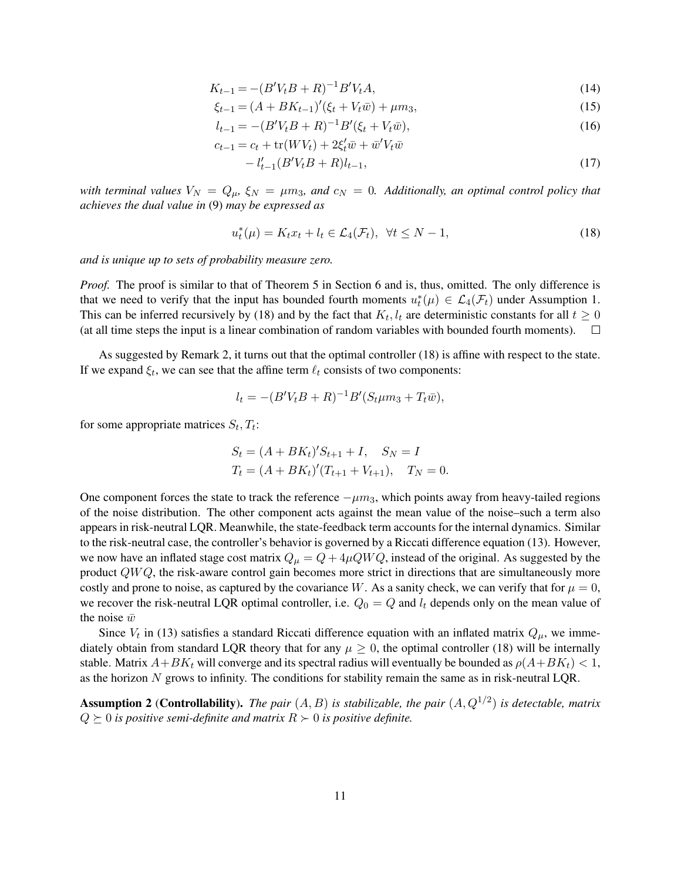$$K_{t-1} = -(B'V_tB + R)^{-1}B'V_tA, \tag{14}$$

$$\xi_{t-1} = (A + BK_{t-1})'(\xi_t + V_t\bar{w}) + \mu m_3, \tag{15}$$

$$l_{t-1} = -(B'V_tB + R)^{-1}B'(\xi_t + V_t\bar{w}), \tag{16}$$

$$c_{t-1} = c_t + \operatorname{tr}(WV_t) + 2\xi_t'\bar{w} + \bar{w}'V_t\bar{w} - l_{t-1}'(B'V_tB + R)l_{t-1}, \tag{17}$$

*with terminal values $V_N = Q_\mu$, $\xi_N = \mu m_3$, and $c_N = 0$. Additionally, an optimal control policy that achieves the dual value in* (9) *may be expressed as*

$$u_t^*(\mu) = K_tx_t + l_t \in \mathcal{L}_4(\mathcal{F}_t), \ \ \forall t \leq N-1, \tag{18}$$

*and is unique up to sets of probability measure zero.*

*Proof.* The proof is similar to that of Theorem 5 in Section 6 and is, thus, omitted. The only difference is that we need to verify that the input has bounded fourth moments $u_t^*(\mu) \in \mathcal{L}_4(\mathcal{F}_t)$ under Assumption 1. This can be inferred recursively by (18) and by the fact that $K_t, l_t$ are deterministic constants for all $t \geq 0$ (at all time steps the input is a linear combination of random variables with bounded fourth moments). $\square$

As suggested by Remark 2, it turns out that the optimal controller (18) is affine with respect to the state. If we expand $\xi_t$, we can see that the affine term $\ell_t$ consists of two components:

$$l_t = -(B'V_tB + R)^{-1}B'(S_t\mu m_3 + T_t\bar{w}),$$

for some appropriate matrices $S_t, T_t$:

$$S_t = (A + BK_t)'S_{t+1} + I, \quad S_N = I$$
$$T_t = (A + BK_t)'(T_{t+1} + V_{t+1}), \quad T_N = 0.$$

One component forces the state to track the reference $-\mu m_3$, which points away from heavy-tailed regions of the noise distribution. The other component acts against the mean value of the noise–such a term also appears in risk-neutral LQR. Meanwhile, the state-feedback term accounts for the internal dynamics. Similar to the risk-neutral case, the controller's behavior is governed by a Riccati difference equation (13). However, we now have an inflated stage cost matrix $Q_\mu = Q + 4\mu QWQ$, instead of the original. As suggested by the product $QWQ$, the risk-aware control gain becomes more strict in directions that are simultaneously more costly and prone to noise, as captured by the covariance $W$. As a sanity check, we can verify that for $\mu = 0$, we recover the risk-neutral LQR optimal controller, i.e. $Q_0 = Q$ and $l_t$ depends only on the mean value of the noise $\bar{w}$

Since $V_t$ in (13) satisfies a standard Riccati difference equation with an inflated matrix $Q_\mu$, we immediately obtain from standard LQR theory that for any $\mu \geq 0$, the optimal controller (18) will be internally stable. Matrix $A+BK_t$ will converge and its spectral radius will eventually be bounded as $\rho(A+BK_t) < 1$, as the horizon $N$ grows to infinity. The conditions for stability remain the same as in risk-neutral LQR.

**Assumption 2** (**Controllability**). *The pair $(A, B)$ is stabilizable, the pair $(A, Q^{1/2})$ is detectable, matrix $Q \succeq 0$ is positive semi-definite and matrix $R \succ 0$ is positive definite.*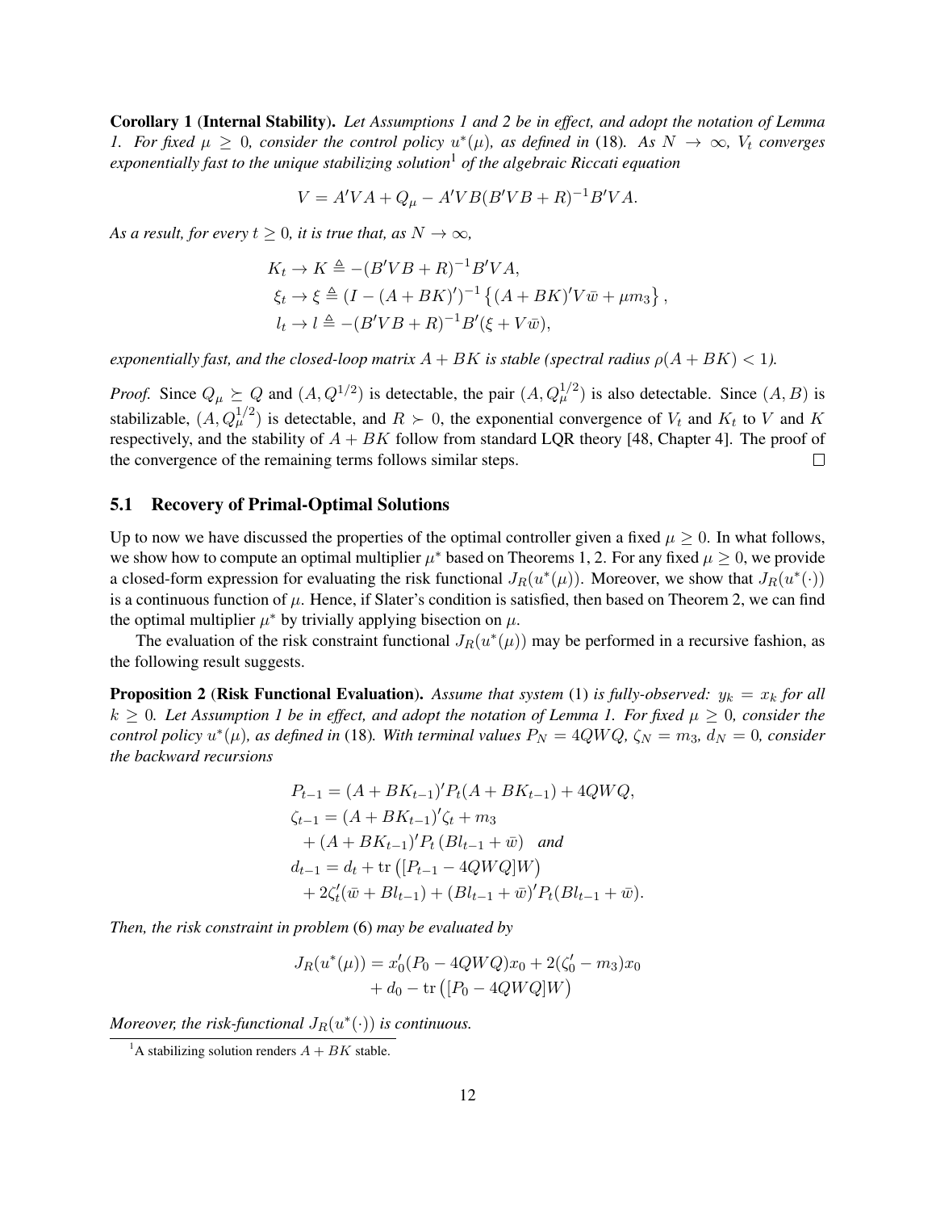**Corollary 1** (**Internal Stability**). *Let Assumptions 1 and 2 be in effect, and adopt the notation of Lemma 1. For fixed $\mu \geq 0$, consider the control policy $u^*(\mu)$, as defined in* (18)*. As $N \to \infty$, $V_t$ converges exponentially fast to the unique stabilizing solution*[1] *of the algebraic Riccati equation*

$$V = A'VA + Q_\mu - A'VB(B'VB + R)^{-1}B'VA.$$

*As a result, for every $t \geq 0$, it is true that, as $N \to \infty$,*

$$\begin{aligned}
K_t &\to K \triangleq -(B'VB + R)^{-1}B'VA, \\
\xi_t &\to \xi \triangleq (I - (A + BK)')^{-1} \left\{ (A + BK)'V\bar{w} + \mu m_3 \right\}, \\
l_t &\to l \triangleq -(B'VB + R)^{-1}B'(\xi + V\bar{w}),
\end{aligned}$$

*exponentially fast, and the closed-loop matrix $A + BK$ is stable (spectral radius $\rho(A + BK) < 1$).*

*Proof.* Since $Q_\mu \succeq Q$ and $(A, Q^{1/2})$ is detectable, the pair $(A, Q_\mu^{1/2})$ is also detectable. Since $(A, B)$ is stabilizable, $(A, Q_\mu^{1/2})$ is detectable, and $R \succ 0$, the exponential convergence of $V_t$ and $K_t$ to $V$ and $K$ respectively, and the stability of $A + BK$ follow from standard LQR theory [48, Chapter 4]. The proof of the convergence of the remaining terms follows similar steps. □

## 5.1 Recovery of Primal-Optimal Solutions

Up to now we have discussed the properties of the optimal controller given a fixed $\mu \geq 0$. In what follows, we show how to compute an optimal multiplier $\mu^*$ based on Theorems 1, 2. For any fixed $\mu \geq 0$, we provide a closed-form expression for evaluating the risk functional $J_R(u^*(\mu))$. Moreover, we show that $J_R(u^*(\cdot))$ is a continuous function of $\mu$. Hence, if Slater's condition is satisfied, then based on Theorem 2, we can find the optimal multiplier $\mu^*$ by trivially applying bisection on $\mu$.

The evaluation of the risk constraint functional $J_R(u^*(\mu))$ may be performed in a recursive fashion, as the following result suggests.

**Proposition 2** (**Risk Functional Evaluation**). *Assume that system* (1) *is fully-observed: $y_k = x_k$ for all $k \geq 0$. Let Assumption 1 be in effect, and adopt the notation of Lemma 1. For fixed $\mu \geq 0$, consider the control policy $u^*(\mu)$, as defined in* (18)*. With terminal values $P_N = 4QWQ$, $\zeta_N = m_3$, $d_N = 0$, consider the backward recursions*

$$\begin{aligned}
P_{t-1} &= (A + BK_{t-1})'P_t(A + BK_{t-1}) + 4QWQ, \\
\zeta_{t-1} &= (A + BK_{t-1})'\zeta_t + m_3 \\
&\quad + (A + BK_{t-1})'P_t\left(Bl_{t-1} + \bar{w}\right) \quad \textit{and} \\
d_{t-1} &= d_t + \operatorname{tr}\left([P_{t-1} - 4QWQ]W\right) \\
&\quad + 2\zeta_t'(\bar{w} + Bl_{t-1}) + (Bl_{t-1} + \bar{w})'P_t(Bl_{t-1} + \bar{w}).
\end{aligned}$$

*Then, the risk constraint in problem* (6) *may be evaluated by*

$$\begin{aligned}
J_R(u^*(\mu)) = &\, x_0'(P_0 - 4QWQ)x_0 + 2(\zeta_0' - m_3)x_0 \\
&+ d_0 - \operatorname{tr}\left([P_0 - 4QWQ]W\right)
\end{aligned}$$

*Moreover, the risk-functional $J_R(u^*(\cdot))$ is continuous.*

[1] A stabilizing solution renders $A + BK$ stable.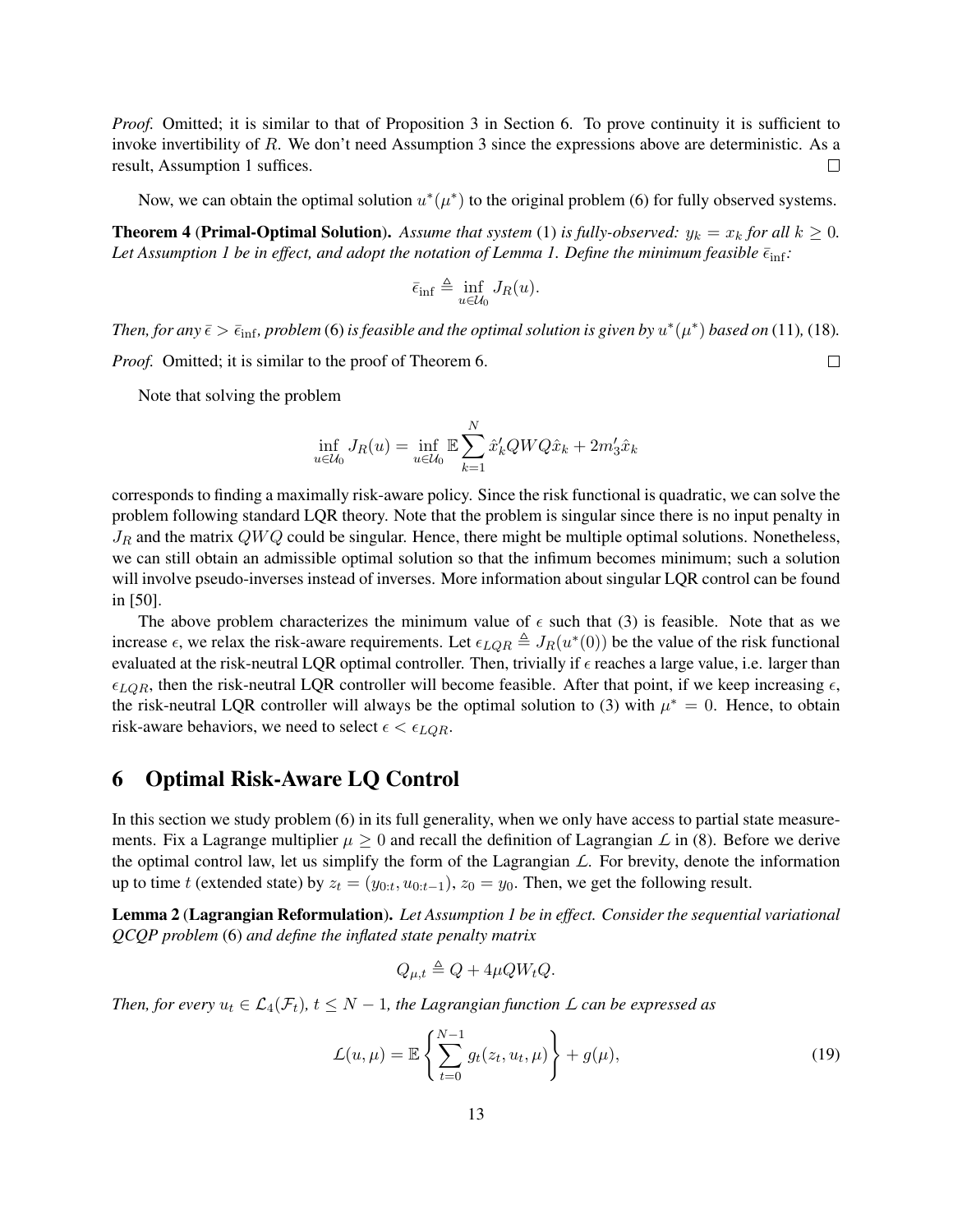*Proof.* Omitted; it is similar to that of Proposition 3 in Section 6. To prove continuity it is sufficient to invoke invertibility of $R$. We don't need Assumption 3 since the expressions above are deterministic. As a result, Assumption 1 suffices. $\square$

Now, we can obtain the optimal solution $u^*(\mu^*)$ to the original problem (6) for fully observed systems.

**Theorem 4 (Primal-Optimal Solution).** *Assume that system* (1) *is fully-observed: $y_k = x_k$ for all $k \geq 0$. Let Assumption 1 be in effect, and adopt the notation of Lemma 1. Define the minimum feasible $\bar{\epsilon}_{\inf}$:*

$$\bar{\epsilon}_{\inf} \triangleq \inf_{u \in \mathcal{U}_0} J_R(u).$$

*Then, for any $\bar{\epsilon} > \bar{\epsilon}_{\inf}$, problem* (6) *is feasible and the optimal solution is given by $u^*(\mu^*)$ based on* (11)*,* (18)*.*

*Proof.* Omitted; it is similar to the proof of Theorem 6. $\square$

Note that solving the problem

$$\inf_{u \in \mathcal{U}_0} J_R(u) = \inf_{u \in \mathcal{U}_0} \mathbb{E} \sum_{k=1}^{N} \hat{x}_k' Q W Q \hat{x}_k + 2 m_3' \hat{x}_k$$

corresponds to finding a maximally risk-aware policy. Since the risk functional is quadratic, we can solve the problem following standard LQR theory. Note that the problem is singular since there is no input penalty in $J_R$ and the matrix $QWQ$ could be singular. Hence, there might be multiple optimal solutions. Nonetheless, we can still obtain an admissible optimal solution so that the infimum becomes minimum; such a solution will involve pseudo-inverses instead of inverses. More information about singular LQR control can be found in [50].

The above problem characterizes the minimum value of $\epsilon$ such that (3) is feasible. Note that as we increase $\epsilon$, we relax the risk-aware requirements. Let $\epsilon_{LQR} \triangleq J_R(u^*(0))$ be the value of the risk functional evaluated at the risk-neutral LQR optimal controller. Then, trivially if $\epsilon$ reaches a large value, i.e. larger than $\epsilon_{LQR}$, then the risk-neutral LQR controller will become feasible. After that point, if we keep increasing $\epsilon$, the risk-neutral LQR controller will always be the optimal solution to (3) with $\mu^* = 0$. Hence, to obtain risk-aware behaviors, we need to select $\epsilon < \epsilon_{LQR}$.

# 6 Optimal Risk-Aware LQ Control

In this section we study problem (6) in its full generality, when we only have access to partial state measurements. Fix a Lagrange multiplier $\mu \geq 0$ and recall the definition of Lagrangian $\mathcal{L}$ in (8). Before we derive the optimal control law, let us simplify the form of the Lagrangian $\mathcal{L}$. For brevity, denote the information up to time $t$ (extended state) by $z_t = (y_{0:t}, u_{0:t-1})$, $z_0 = y_0$. Then, we get the following result.

**Lemma 2 (Lagrangian Reformulation).** *Let Assumption 1 be in effect. Consider the sequential variational QCQP problem* (6) *and define the inflated state penalty matrix*

$$Q_{\mu,t} \triangleq Q + 4\mu Q W_t Q.$$

*Then, for every $u_t \in \mathcal{L}_4(\mathcal{F}_t)$, $t \leq N-1$, the Lagrangian function $\mathcal{L}$ can be expressed as*

$$\mathcal{L}(u, \mu) = \mathbb{E}\left\{\sum_{t=0}^{N-1} g_t(z_t, u_t, \mu)\right\} + g(\mu), \tag{19}$$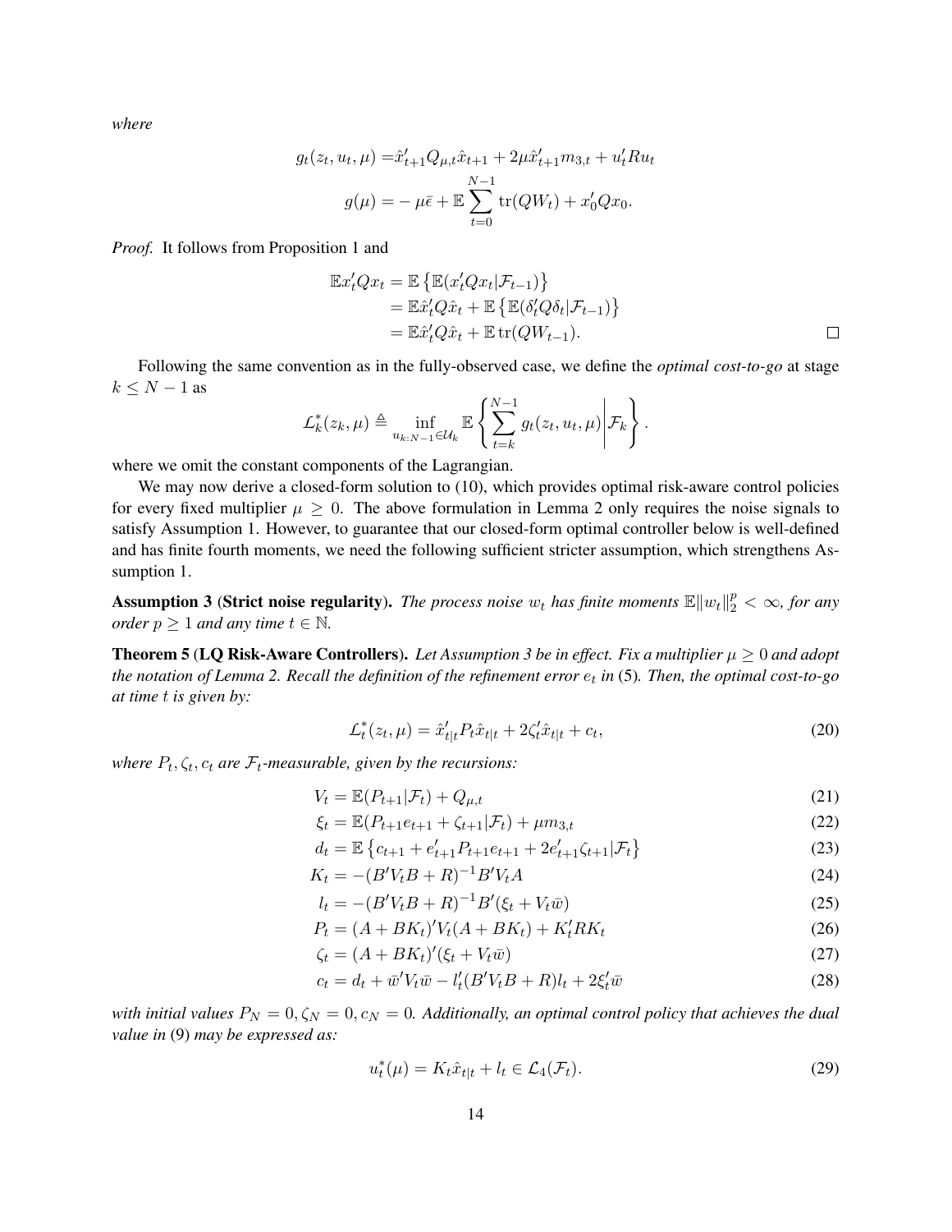*where*

$$
\begin{aligned}
g_t(z_t, u_t, \mu) =& \hat{x}_{t+1}' Q_{\mu,t} \hat{x}_{t+1} + 2\mu \hat{x}_{t+1}' m_{3,t} + u_t' R u_t \\
g(\mu) =& -\mu \bar{\epsilon} + \mathbb{E} \sum_{t=0}^{N-1} \operatorname{tr}(Q W_t) + x_0' Q x_0.
\end{aligned}
$$

*Proof.* It follows from Proposition 1 and

$$
\begin{aligned}
\mathbb{E} x_t' Q x_t &= \mathbb{E}\left\{\mathbb{E}(x_t' Q x_t | \mathcal{F}_{t-1})\right\} \\
&= \mathbb{E} \hat{x}_t' Q \hat{x}_t + \mathbb{E}\left\{\mathbb{E}(\delta_t' Q \delta_t | \mathcal{F}_{t-1})\right\} \\
&= \mathbb{E} \hat{x}_t' Q \hat{x}_t + \mathbb{E} \operatorname{tr}(Q W_{t-1}).
\end{aligned}
$$

□

Following the same convention as in the fully-observed case, we define the *optimal cost-to-go* at stage $k \leq N-1$ as

$$
\mathcal{L}_k^*(z_k, \mu) \triangleq \inf_{u_{k:N-1} \in \mathcal{U}_k} \mathbb{E}\left\{ \sum_{t=k}^{N-1} g_t(z_t, u_t, \mu) \middle| \mathcal{F}_k \right\}.
$$

where we omit the constant components of the Lagrangian.

We may now derive a closed-form solution to (10), which provides optimal risk-aware control policies for every fixed multiplier $\mu \geq 0$. The above formulation in Lemma 2 only requires the noise signals to satisfy Assumption 1. However, to guarantee that our closed-form optimal controller below is well-defined and has finite fourth moments, we need the following sufficient stricter assumption, which strengthens Assumption 1.

**Assumption 3** (**Strict noise regularity**). *The process noise $w_t$ has finite moments $\mathbb{E}\|w_t\|_2^p < \infty$, for any order $p \geq 1$ and any time $t \in \mathbb{N}$.*

**Theorem 5** (**LQ Risk-Aware Controllers**). *Let Assumption 3 be in effect. Fix a multiplier $\mu \geq 0$ and adopt the notation of Lemma 2. Recall the definition of the refinement error $e_t$ in* (5)*. Then, the optimal cost-to-go at time $t$ is given by:*

$$
\mathcal{L}_t^*(z_t, \mu) = \hat{x}_{t|t}' P_t \hat{x}_{t|t} + 2\zeta_t' \hat{x}_{t|t} + c_t, \tag{20}
$$

*where $P_t, \zeta_t, c_t$ are $\mathcal{F}_t$-measurable, given by the recursions:*

$$
V_t = \mathbb{E}(P_{t+1} | \mathcal{F}_t) + Q_{\mu,t} \tag{21}
$$

$$
\xi_t = \mathbb{E}(P_{t+1} e_{t+1} + \zeta_{t+1} | \mathcal{F}_t) + \mu m_{3,t} \tag{22}
$$

$$
d_t = \mathbb{E}\left\{c_{t+1} + e_{t+1}' P_{t+1} e_{t+1} + 2 e_{t+1}' \zeta_{t+1} | \mathcal{F}_t\right\} \tag{23}
$$

$$
K_t = -(B' V_t B + R)^{-1} B' V_t A \tag{24}
$$

$$
l_t = -(B' V_t B + R)^{-1} B' (\xi_t + V_t \bar{w}) \tag{25}
$$

$$
P_t = (A + B K_t)' V_t (A + B K_t) + K_t' R K_t \tag{26}
$$

$$
\zeta_t = (A + B K_t)' (\xi_t + V_t \bar{w}) \tag{27}
$$

$$
c_t = d_t + \bar{w}' V_t \bar{w} - l_t' (B' V_t B + R) l_t + 2 \xi_t' \bar{w} \tag{28}
$$

*with initial values $P_N = 0, \zeta_N = 0, c_N = 0$. Additionally, an optimal control policy that achieves the dual value in* (9) *may be expressed as:*

$$
u_t^*(\mu) = K_t \hat{x}_{t|t} + l_t \in \mathcal{L}_4(\mathcal{F}_t). \tag{29}
$$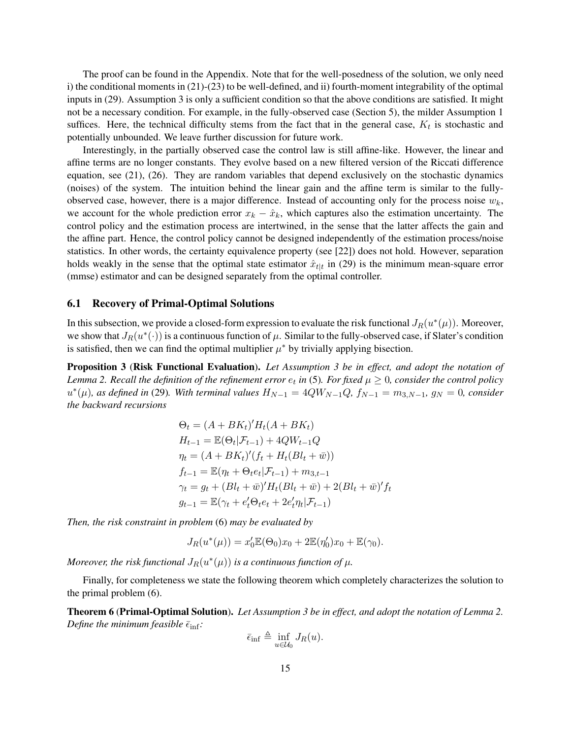The proof can be found in the Appendix. Note that for the well-posedness of the solution, we only need i) the conditional moments in (21)-(23) to be well-defined, and ii) fourth-moment integrability of the optimal inputs in (29). Assumption 3 is only a sufficient condition so that the above conditions are satisfied. It might not be a necessary condition. For example, in the fully-observed case (Section 5), the milder Assumption 1 suffices. Here, the technical difficulty stems from the fact that in the general case, $K_t$ is stochastic and potentially unbounded. We leave further discussion for future work.

Interestingly, in the partially observed case the control law is still affine-like. However, the linear and affine terms are no longer constants. They evolve based on a new filtered version of the Riccati difference equation, see (21), (26). They are random variables that depend exclusively on the stochastic dynamics (noises) of the system. The intuition behind the linear gain and the affine term is similar to the fully-observed case, however, there is a major difference. Instead of accounting only for the process noise $w_k$, we account for the whole prediction error $x_k - \hat{x}_k$, which captures also the estimation uncertainty. The control policy and the estimation process are intertwined, in the sense that the latter affects the gain and the affine part. Hence, the control policy cannot be designed independently of the estimation process/noise statistics. In other words, the certainty equivalence property (see [22]) does not hold. However, separation holds weakly in the sense that the optimal state estimator $\hat{x}_{t|t}$ in (29) is the minimum mean-square error (mmse) estimator and can be designed separately from the optimal controller.

## 6.1 Recovery of Primal-Optimal Solutions

In this subsection, we provide a closed-form expression to evaluate the risk functional $J_R(u^*(\mu))$. Moreover, we show that $J_R(u^*(\cdot))$ is a continuous function of $\mu$. Similar to the fully-observed case, if Slater's condition is satisfied, then we can find the optimal multiplier $\mu^*$ by trivially applying bisection.

**Proposition 3** (**Risk Functional Evaluation**). *Let Assumption 3 be in effect, and adopt the notation of Lemma 2. Recall the definition of the refinement error $e_t$ in* (5)*. For fixed $\mu \geq 0$, consider the control policy $u^*(\mu)$, as defined in* (29)*. With terminal values $H_{N-1} = 4QW_{N-1}Q$, $f_{N-1} = m_{3,N-1}$, $g_N = 0$, consider the backward recursions*

$$
\begin{aligned}
\Theta_t &= (A + BK_t)' H_t (A + BK_t) \\
H_{t-1} &= \mathbb{E}(\Theta_t | \mathcal{F}_{t-1}) + 4QW_{t-1}Q \\
\eta_t &= (A + BK_t)'(f_t + H_t(Bl_t + \bar{w})) \\
f_{t-1} &= \mathbb{E}(\eta_t + \Theta_t e_t | \mathcal{F}_{t-1}) + m_{3,t-1} \\
\gamma_t &= g_t + (Bl_t + \bar{w})' H_t (Bl_t + \bar{w}) + 2(Bl_t + \bar{w})' f_t \\
g_{t-1} &= \mathbb{E}(\gamma_t + e_t' \Theta_t e_t + 2e_t' \eta_t | \mathcal{F}_{t-1})
\end{aligned}
$$

*Then, the risk constraint in problem* (6) *may be evaluated by*

$$
J_R(u^*(\mu)) = x_0' \mathbb{E}(\Theta_0) x_0 + 2\mathbb{E}(\eta_0') x_0 + \mathbb{E}(\gamma_0).
$$

*Moreover, the risk functional $J_R(u^*(\mu))$ is a continuous function of $\mu$.*

Finally, for completeness we state the following theorem which completely characterizes the solution to the primal problem (6).

**Theorem 6** (**Primal-Optimal Solution**). *Let Assumption 3 be in effect, and adopt the notation of Lemma 2. Define the minimum feasible $\bar{\epsilon}_{\inf}$:*

$$
\bar{\epsilon}_{\inf} \triangleq \inf_{u \in \mathcal{U}_0} J_R(u).
$$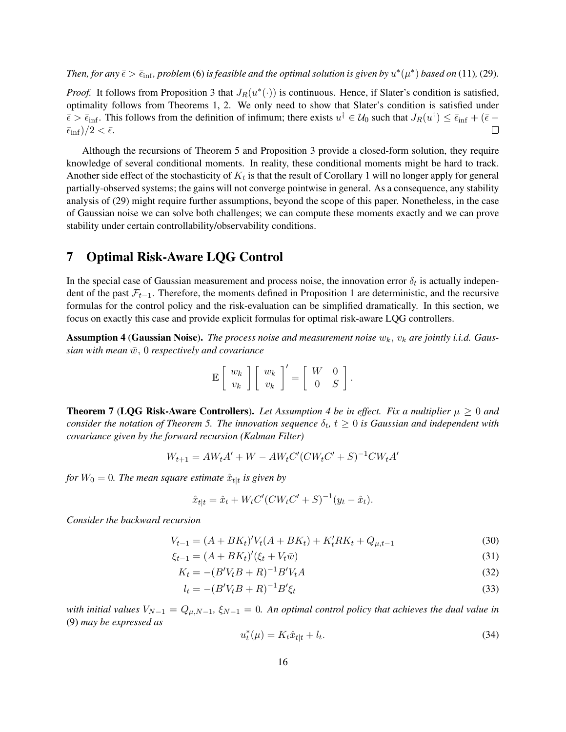*Then, for any $\bar{\epsilon} > \bar{\epsilon}_{\inf}$, problem* (6) *is feasible and the optimal solution is given by $u^*(\mu^*)$ based on* (11), (29).

*Proof.* It follows from Proposition 3 that $J_R(u^*(\cdot))$ is continuous. Hence, if Slater's condition is satisfied, optimality follows from Theorems 1, 2. We only need to show that Slater's condition is satisfied under $\bar{\epsilon} > \bar{\epsilon}_{\inf}$. This follows from the definition of infimum; there exists $u^\dagger \in \mathcal{U}_0$ such that $J_R(u^\dagger) \leq \bar{\epsilon}_{\inf} + (\bar{\epsilon} - \bar{\epsilon}_{\inf})/2 < \bar{\epsilon}$. □

Although the recursions of Theorem 5 and Proposition 3 provide a closed-form solution, they require knowledge of several conditional moments. In reality, these conditional moments might be hard to track. Another side effect of the stochasticity of $K_t$ is that the result of Corollary 1 will no longer apply for general partially-observed systems; the gains will not converge pointwise in general. As a consequence, any stability analysis of (29) might require further assumptions, beyond the scope of this paper. Nonetheless, in the case of Gaussian noise we can solve both challenges; we can compute these moments exactly and we can prove stability under certain controllability/observability conditions.

## 7 Optimal Risk-Aware LQG Control

In the special case of Gaussian measurement and process noise, the innovation error $\delta_t$ is actually independent of the past $\mathcal{F}_{t-1}$. Therefore, the moments defined in Proposition 1 are deterministic, and the recursive formulas for the control policy and the risk-evaluation can be simplified dramatically. In this section, we focus on exactly this case and provide explicit formulas for optimal risk-aware LQG controllers.

**Assumption 4 (Gaussian Noise).** *The process noise and measurement noise $w_k$, $v_k$ are jointly i.i.d. Gaussian with mean $\bar{w}$, 0 respectively and covariance*

$$\mathbb{E}\begin{bmatrix} w_k \\ v_k \end{bmatrix}\begin{bmatrix} w_k \\ v_k \end{bmatrix}' = \begin{bmatrix} W & 0 \\ 0 & S \end{bmatrix}.$$

**Theorem 7 (LQG Risk-Aware Controllers).** *Let Assumption 4 be in effect. Fix a multiplier $\mu \geq 0$ and consider the notation of Theorem 5. The innovation sequence $\delta_t$, $t \geq 0$ is Gaussian and independent with covariance given by the forward recursion (Kalman Filter)*

$$W_{t+1} = AW_tA' + W - AW_tC'(CW_tC' + S)^{-1}CW_tA'$$

*for $W_0 = 0$. The mean square estimate $\hat{x}_{t|t}$ is given by*

$$\hat{x}_{t|t} = \hat{x}_t + W_tC'(CW_tC' + S)^{-1}(y_t - \hat{x}_t).$$

*Consider the backward recursion*

$$V_{t-1} = (A + BK_t)'V_t(A + BK_t) + K_t'RK_t + Q_{\mu,t-1} \tag{30}$$

$$\xi_{t-1} = (A + BK_t)'(\xi_t + V_t\bar{w}) \tag{31}$$

$$K_t = -(B'V_tB + R)^{-1}B'V_tA \tag{32}$$

$$l_t = -(B'V_tB + R)^{-1}B'\xi_t \tag{33}$$

*with initial values $V_{N-1} = Q_{\mu,N-1}$, $\xi_{N-1} = 0$. An optimal control policy that achieves the dual value in* (9) *may be expressed as*

$$u_t^*(\mu) = K_t\hat{x}_{t|t} + l_t. \tag{34}$$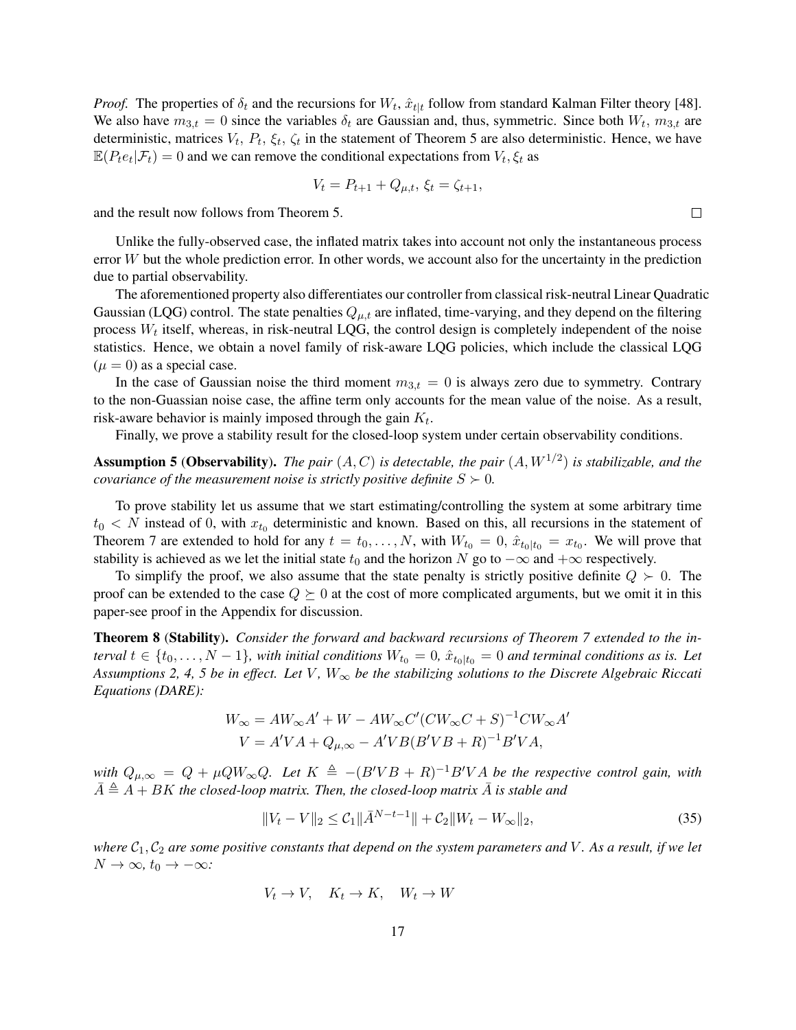*Proof.* The properties of $\delta_t$ and the recursions for $W_t$, $\hat{x}_{t|t}$ follow from standard Kalman Filter theory [48]. We also have $m_{3,t} = 0$ since the variables $\delta_t$ are Gaussian and, thus, symmetric. Since both $W_t$, $m_{3,t}$ are deterministic, matrices $V_t$, $P_t$, $\xi_t$, $\zeta_t$ in the statement of Theorem 5 are also deterministic. Hence, we have $\mathbb{E}(P_t e_t|\mathcal{F}_t) = 0$ and we can remove the conditional expectations from $V_t, \xi_t$ as

$$V_t = P_{t+1} + Q_{\mu,t},\ \xi_t = \zeta_{t+1},$$

and the result now follows from Theorem 5. □

Unlike the fully-observed case, the inflated matrix takes into account not only the instantaneous process error $W$ but the whole prediction error. In other words, we account also for the uncertainty in the prediction due to partial observability.

The aforementioned property also differentiates our controller from classical risk-neutral Linear Quadratic Gaussian (LQG) control. The state penalties $Q_{\mu,t}$ are inflated, time-varying, and they depend on the filtering process $W_t$ itself, whereas, in risk-neutral LQG, the control design is completely independent of the noise statistics. Hence, we obtain a novel family of risk-aware LQG policies, which include the classical LQG ($\mu = 0$) as a special case.

In the case of Gaussian noise the third moment $m_{3,t} = 0$ is always zero due to symmetry. Contrary to the non-Guassian noise case, the affine term only accounts for the mean value of the noise. As a result, risk-aware behavior is mainly imposed through the gain $K_t$.

Finally, we prove a stability result for the closed-loop system under certain observability conditions.

**Assumption 5** (**Observability**). *The pair $(A, C)$ is detectable, the pair $(A, W^{1/2})$ is stabilizable, and the covariance of the measurement noise is strictly positive definite $S \succ 0$.*

To prove stability let us assume that we start estimating/controlling the system at some arbitrary time $t_0 < N$ instead of 0, with $x_{t_0}$ deterministic and known. Based on this, all recursions in the statement of Theorem 7 are extended to hold for any $t = t_0, \dots, N$, with $W_{t_0} = 0$, $\hat{x}_{t_0|t_0} = x_{t_0}$. We will prove that stability is achieved as we let the initial state $t_0$ and the horizon $N$ go to $-\infty$ and $+\infty$ respectively.

To simplify the proof, we also assume that the state penalty is strictly positive definite $Q \succ 0$. The proof can be extended to the case $Q \succeq 0$ at the cost of more complicated arguments, but we omit it in this paper-see proof in the Appendix for discussion.

**Theorem 8** (**Stability**). *Consider the forward and backward recursions of Theorem 7 extended to the interval $t \in \{t_0, \dots, N-1\}$, with initial conditions $W_{t_0} = 0$, $\hat{x}_{t_0|t_0} = 0$ and terminal conditions as is. Let Assumptions 2, 4, 5 be in effect. Let $V$, $W_\infty$ be the stabilizing solutions to the Discrete Algebraic Riccati Equations (DARE):*

$$W_\infty = AW_\infty A' + W - AW_\infty C'(CW_\infty C + S)^{-1}CW_\infty A'$$
$$V = A'VA + Q_{\mu,\infty} - A'VB(B'VB + R)^{-1}B'VA,$$

*with $Q_{\mu,\infty} = Q + \mu Q W_\infty Q$. Let $K \triangleq -(B'VB + R)^{-1}B'VA$ be the respective control gain, with $\bar{A} \triangleq A + BK$ the closed-loop matrix. Then, the closed-loop matrix $\bar{A}$ is stable and*

$$\|V_t - V\|_2 \leq \mathcal{C}_1 \|\bar{A}^{N-t-1}\| + \mathcal{C}_2 \|W_t - W_\infty\|_2, \tag{35}$$

*where $\mathcal{C}_1, \mathcal{C}_2$ are some positive constants that depend on the system parameters and $V$. As a result, if we let $N \to \infty$, $t_0 \to -\infty$:*

$$V_t \to V, \quad K_t \to K, \quad W_t \to W$$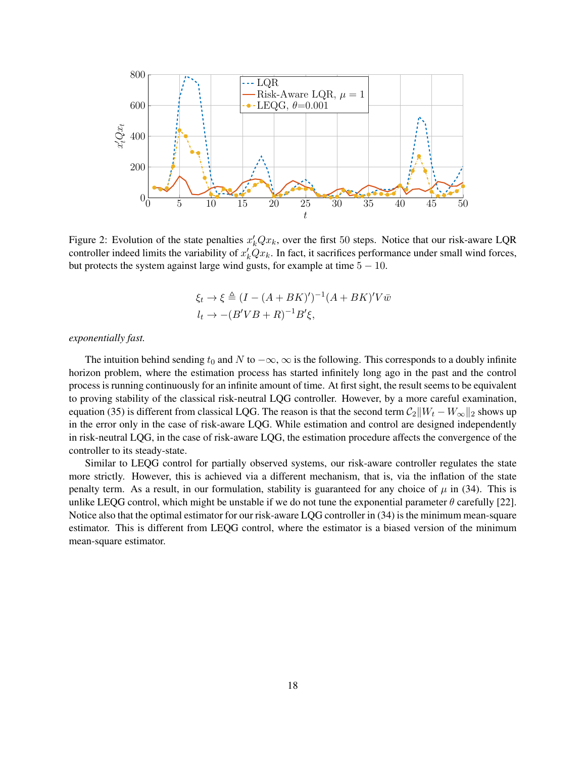Figure 2: Evolution of the state penalties $x_k' Q x_k$, over the first 50 steps. Notice that our risk-aware LQR controller indeed limits the variability of $x_k' Q x_k$. In fact, it sacrifices performance under small wind forces, but protects the system against large wind gusts, for example at time $5-10$.

$$
\begin{aligned}
\xi_t &\to \xi \triangleq (I-(A+BK)')^{-1}(A+BK)'V\bar{w} \\
l_t &\to -(B'VB+R)^{-1}B'\xi,
\end{aligned}
$$

*exponentially fast.*

The intuition behind sending $t_0$ and $N$ to $-\infty, \infty$ is the following. This corresponds to a doubly infinite horizon problem, where the estimation process has started infinitely long ago in the past and the control process is running continuously for an infinite amount of time. At first sight, the result seems to be equivalent to proving stability of the classical risk-neutral LQG controller. However, by a more careful examination, equation (35) is different from classical LQG. The reason is that the second term $\mathcal{C}_2\|W_t - W_\infty\|_2$ shows up in the error only in the case of risk-aware LQG. While estimation and control are designed independently in risk-neutral LQG, in the case of risk-aware LQG, the estimation procedure affects the convergence of the controller to its steady-state.

Similar to LEQG control for partially observed systems, our risk-aware controller regulates the state more strictly. However, this is achieved via a different mechanism, that is, via the inflation of the state penalty term. As a result, in our formulation, stability is guaranteed for any choice of $\mu$ in (34). This is unlike LEQG control, which might be unstable if we do not tune the exponential parameter $\theta$ carefully [22]. Notice also that the optimal estimator for our risk-aware LQG controller in (34) is the minimum mean-square estimator. This is different from LEQG control, where the estimator is a biased version of the minimum mean-square estimator.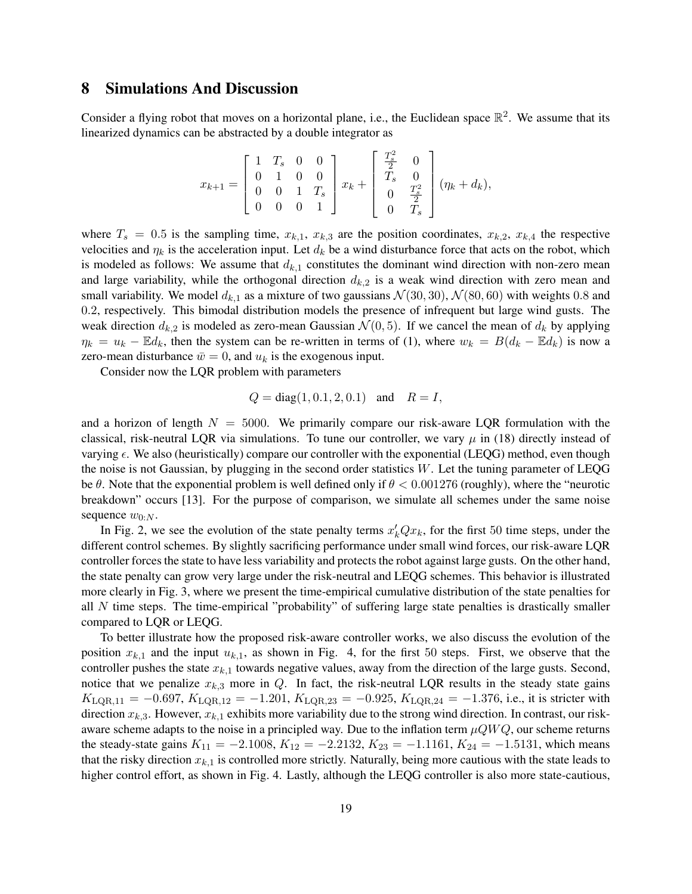## 8 Simulations And Discussion

Consider a flying robot that moves on a horizontal plane, i.e., the Euclidean space $\mathbb{R}^2$. We assume that its linearized dynamics can be abstracted by a double integrator as

$$x_{k+1} = \begin{bmatrix} 1 & T_s & 0 & 0 \\ 0 & 1 & 0 & 0 \\ 0 & 0 & 1 & T_s \\ 0 & 0 & 0 & 1 \end{bmatrix} x_k + \begin{bmatrix} \frac{T_s^2}{2} & 0 \\ T_s & 0 \\ 0 & \frac{T_s^2}{2} \\ 0 & T_s \end{bmatrix} (\eta_k + d_k),$$

where $T_s = 0.5$ is the sampling time, $x_{k,1}$, $x_{k,3}$ are the position coordinates, $x_{k,2}$, $x_{k,4}$ the respective velocities and $\eta_k$ is the acceleration input. Let $d_k$ be a wind disturbance force that acts on the robot, which is modeled as follows: We assume that $d_{k,1}$ constitutes the dominant wind direction with non-zero mean and large variability, while the orthogonal direction $d_{k,2}$ is a weak wind direction with zero mean and small variability. We model $d_{k,1}$ as a mixture of two gaussians $\mathcal{N}(30, 30)$, $\mathcal{N}(80, 60)$ with weights $0.8$ and $0.2$, respectively. This bimodal distribution models the presence of infrequent but large wind gusts. The weak direction $d_{k,2}$ is modeled as zero-mean Gaussian $\mathcal{N}(0, 5)$. If we cancel the mean of $d_k$ by applying $\eta_k = u_k - \mathbb{E}d_k$, then the system can be re-written in terms of (1), where $w_k = B(d_k - \mathbb{E}d_k)$ is now a zero-mean disturbance $\bar{w} = 0$, and $u_k$ is the exogenous input.

Consider now the LQR problem with parameters

$$Q = \text{diag}(1, 0.1, 2, 0.1) \quad \text{and} \quad R = I,$$

and a horizon of length $N = 5000$. We primarily compare our risk-aware LQR formulation with the classical, risk-neutral LQR via simulations. To tune our controller, we vary $\mu$ in (18) directly instead of varying $\epsilon$. We also (heuristically) compare our controller with the exponential (LEQG) method, even though the noise is not Gaussian, by plugging in the second order statistics $W$. Let the tuning parameter of LEQG be $\theta$. Note that the exponential problem is well defined only if $\theta < 0.001276$ (roughly), where the "neurotic breakdown" occurs [13]. For the purpose of comparison, we simulate all schemes under the same noise sequence $w_{0:N}$.

In Fig. 2, we see the evolution of the state penalty terms $x_k' Q x_k$, for the first 50 time steps, under the different control schemes. By slightly sacrificing performance under small wind forces, our risk-aware LQR controller forces the state to have less variability and protects the robot against large gusts. On the other hand, the state penalty can grow very large under the risk-neutral and LEQG schemes. This behavior is illustrated more clearly in Fig. 3, where we present the time-empirical cumulative distribution of the state penalties for all $N$ time steps. The time-empirical "probability" of suffering large state penalties is drastically smaller compared to LQR or LEQG.

To better illustrate how the proposed risk-aware controller works, we also discuss the evolution of the position $x_{k,1}$ and the input $u_{k,1}$, as shown in Fig. 4, for the first 50 steps. First, we observe that the controller pushes the state $x_{k,1}$ towards negative values, away from the direction of the large gusts. Second, notice that we penalize $x_{k,3}$ more in $Q$. In fact, the risk-neutral LQR results in the steady state gains $K_{\text{LQR},11} = -0.697$, $K_{\text{LQR},12} = -1.201$, $K_{\text{LQR},23} = -0.925$, $K_{\text{LQR},24} = -1.376$, i.e., it is stricter with direction $x_{k,3}$. However, $x_{k,1}$ exhibits more variability due to the strong wind direction. In contrast, our risk-aware scheme adapts to the noise in a principled way. Due to the inflation term $\mu QWQ$, our scheme returns the steady-state gains $K_{11} = -2.1008$, $K_{12} = -2.2132$, $K_{23} = -1.1161$, $K_{24} = -1.5131$, which means that the risky direction $x_{k,1}$ is controlled more strictly. Naturally, being more cautious with the state leads to higher control effort, as shown in Fig. 4. Lastly, although the LEQG controller is also more state-cautious,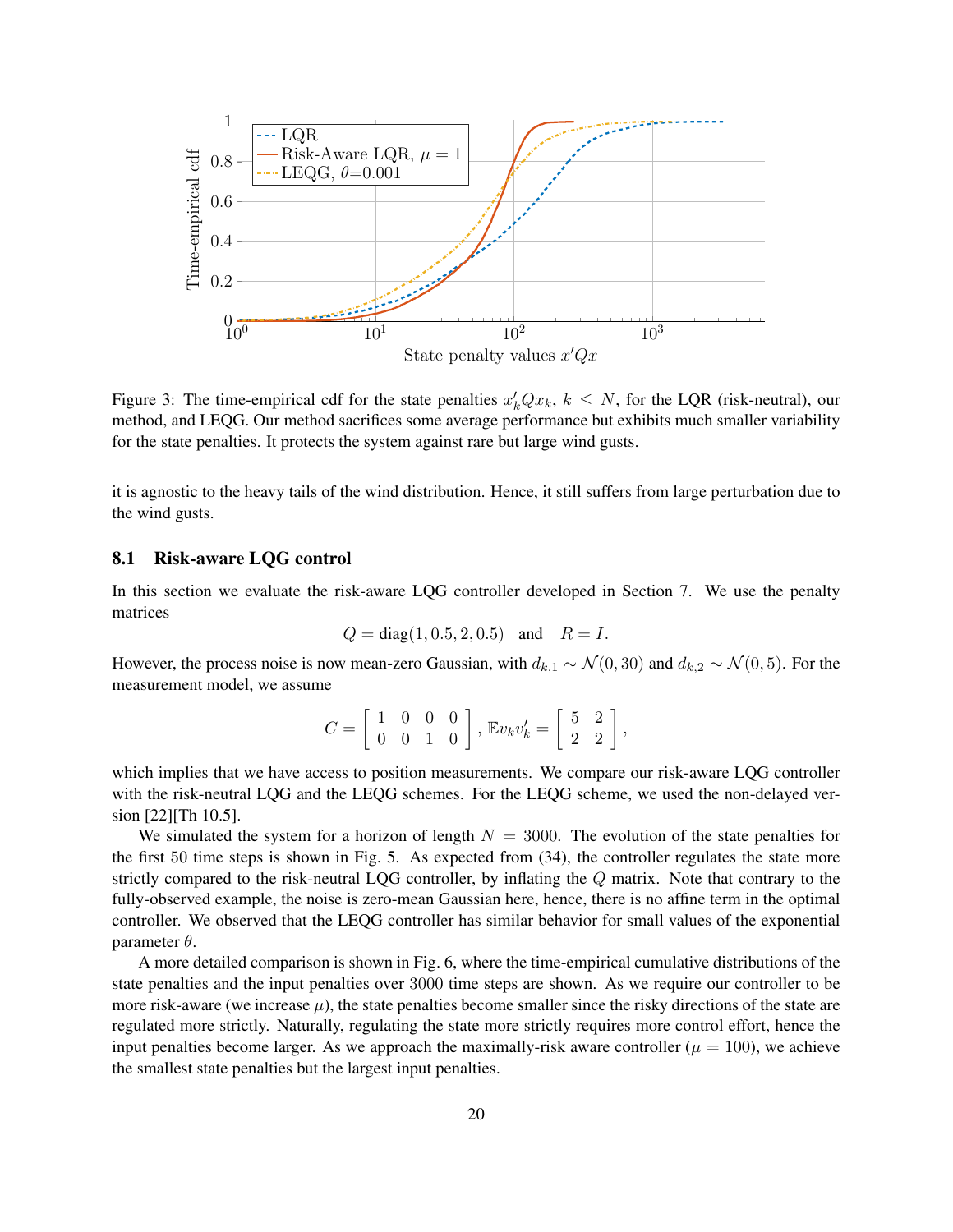Figure 3: The time-empirical cdf for the state penalties $x_k' Q x_k$, $k \leq N$, for the LQR (risk-neutral), our method, and LEQG. Our method sacrifices some average performance but exhibits much smaller variability for the state penalties. It protects the system against rare but large wind gusts.

it is agnostic to the heavy tails of the wind distribution. Hence, it still suffers from large perturbation due to the wind gusts.

## 8.1 Risk-aware LQG control

In this section we evaluate the risk-aware LQG controller developed in Section 7. We use the penalty matrices

$$Q = \mathrm{diag}(1, 0.5, 2, 0.5) \quad \text{and} \quad R = I.$$

However, the process noise is now mean-zero Gaussian, with $d_{k,1} \sim \mathcal{N}(0, 30)$ and $d_{k,2} \sim \mathcal{N}(0, 5)$. For the measurement model, we assume

$$C = \begin{bmatrix} 1 & 0 & 0 & 0 \\ 0 & 0 & 1 & 0 \end{bmatrix}, \; \mathbb{E} v_k v_k' = \begin{bmatrix} 5 & 2 \\ 2 & 2 \end{bmatrix},$$

which implies that we have access to position measurements. We compare our risk-aware LQG controller with the risk-neutral LQG and the LEQG schemes. For the LEQG scheme, we used the non-delayed version [22][Th 10.5].

We simulated the system for a horizon of length $N = 3000$. The evolution of the state penalties for the first 50 time steps is shown in Fig. 5. As expected from (34), the controller regulates the state more strictly compared to the risk-neutral LQG controller, by inflating the $Q$ matrix. Note that contrary to the fully-observed example, the noise is zero-mean Gaussian here, hence, there is no affine term in the optimal controller. We observed that the LEQG controller has similar behavior for small values of the exponential parameter $\theta$.

A more detailed comparison is shown in Fig. 6, where the time-empirical cumulative distributions of the state penalties and the input penalties over 3000 time steps are shown. As we require our controller to be more risk-aware (we increase $\mu$), the state penalties become smaller since the risky directions of the state are regulated more strictly. Naturally, regulating the state more strictly requires more control effort, hence the input penalties become larger. As we approach the maximally-risk aware controller ($\mu = 100$), we achieve the smallest state penalties but the largest input penalties.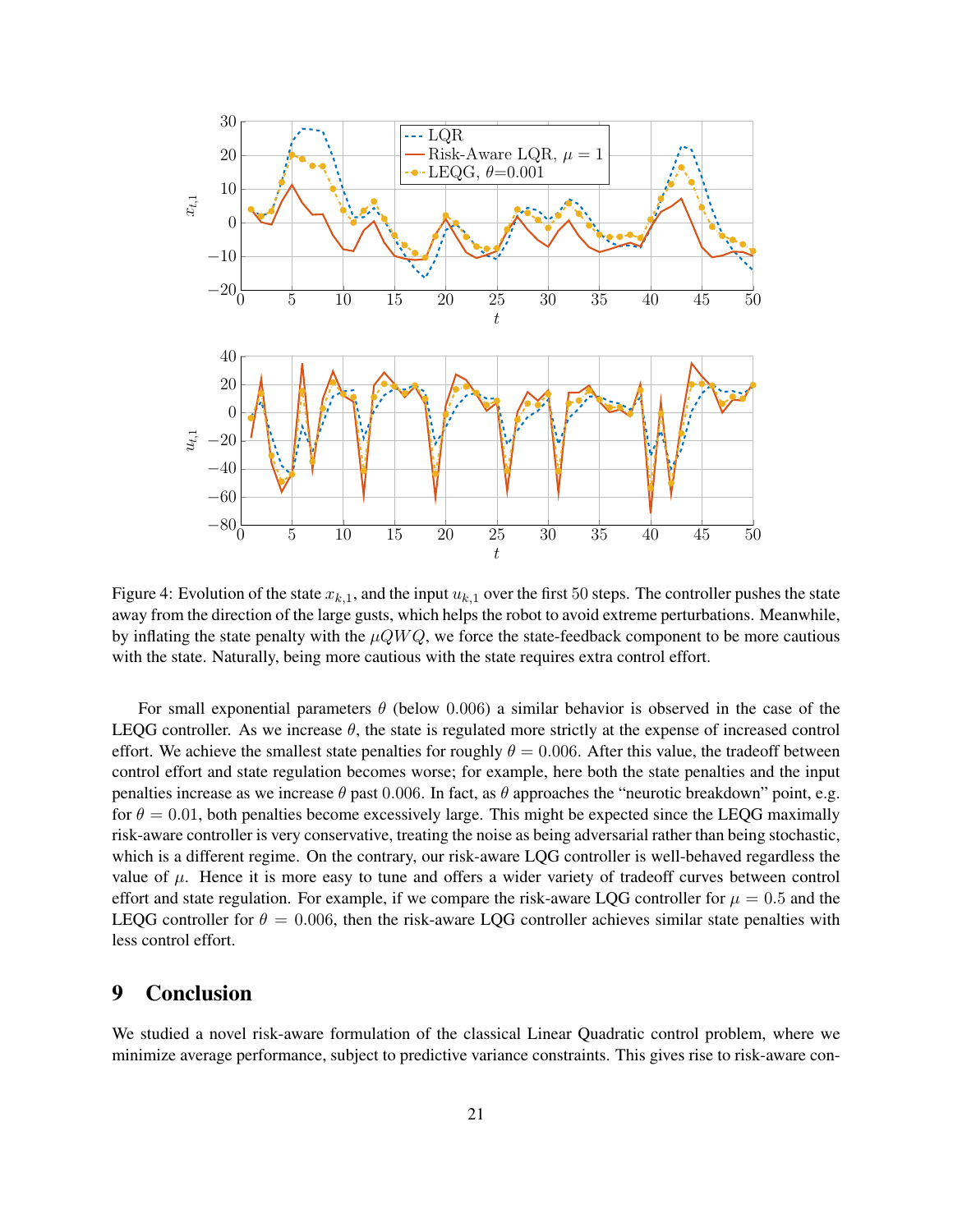Figure 4: Evolution of the state $x_{k,1}$, and the input $u_{k,1}$ over the first 50 steps. The controller pushes the state away from the direction of the large gusts, which helps the robot to avoid extreme perturbations. Meanwhile, by inflating the state penalty with the $\mu QWQ$, we force the state-feedback component to be more cautious with the state. Naturally, being more cautious with the state requires extra control effort.

For small exponential parameters $\theta$ (below 0.006) a similar behavior is observed in the case of the LEQG controller. As we increase $\theta$, the state is regulated more strictly at the expense of increased control effort. We achieve the smallest state penalties for roughly $\theta = 0.006$. After this value, the tradeoff between control effort and state regulation becomes worse; for example, here both the state penalties and the input penalties increase as we increase $\theta$ past 0.006. In fact, as $\theta$ approaches the "neurotic breakdown" point, e.g. for $\theta = 0.01$, both penalties become excessively large. This might be expected since the LEQG maximally risk-aware controller is very conservative, treating the noise as being adversarial rather than being stochastic, which is a different regime. On the contrary, our risk-aware LQG controller is well-behaved regardless the value of $\mu$. Hence it is more easy to tune and offers a wider variety of tradeoff curves between control effort and state regulation. For example, if we compare the risk-aware LQG controller for $\mu = 0.5$ and the LEQG controller for $\theta = 0.006$, then the risk-aware LQG controller achieves similar state penalties with less control effort.

# 9 Conclusion

We studied a novel risk-aware formulation of the classical Linear Quadratic control problem, where we minimize average performance, subject to predictive variance constraints. This gives rise to risk-aware con-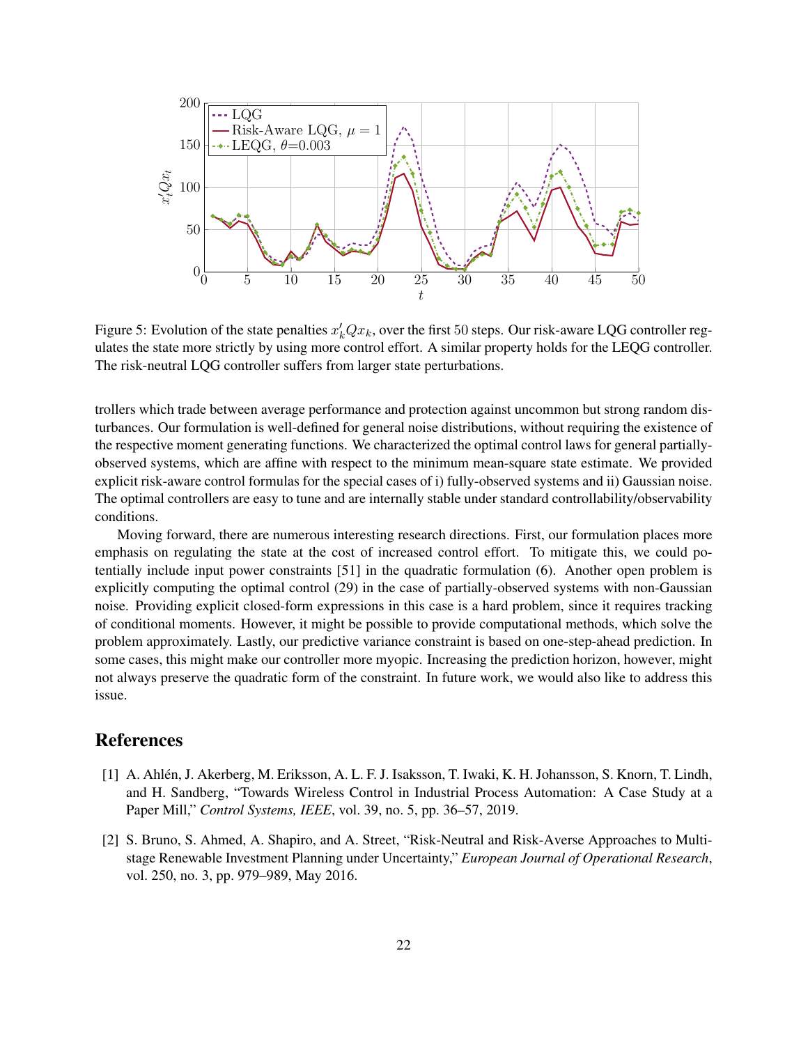Figure 5: Evolution of the state penalties $x_k' Q x_k$, over the first 50 steps. Our risk-aware LQG controller regulates the state more strictly by using more control effort. A similar property holds for the LEQG controller. The risk-neutral LQG controller suffers from larger state perturbations.

trollers which trade between average performance and protection against uncommon but strong random disturbances. Our formulation is well-defined for general noise distributions, without requiring the existence of the respective moment generating functions. We characterized the optimal control laws for general partially-observed systems, which are affine with respect to the minimum mean-square state estimate. We provided explicit risk-aware control formulas for the special cases of i) fully-observed systems and ii) Gaussian noise. The optimal controllers are easy to tune and are internally stable under standard controllability/observability conditions.

Moving forward, there are numerous interesting research directions. First, our formulation places more emphasis on regulating the state at the cost of increased control effort. To mitigate this, we could potentially include input power constraints [51] in the quadratic formulation (6). Another open problem is explicitly computing the optimal control (29) in the case of partially-observed systems with non-Gaussian noise. Providing explicit closed-form expressions in this case is a hard problem, since it requires tracking of conditional moments. However, it might be possible to provide computational methods, which solve the problem approximately. Lastly, our predictive variance constraint is based on one-step-ahead prediction. In some cases, this might make our controller more myopic. Increasing the prediction horizon, however, might not always preserve the quadratic form of the constraint. In future work, we would also like to address this issue.

# References

[1] A. Ahlén, J. Akerberg, M. Eriksson, A. L. F. J. Isaksson, T. Iwaki, K. H. Johansson, S. Knorn, T. Lindh, and H. Sandberg, "Towards Wireless Control in Industrial Process Automation: A Case Study at a Paper Mill," *Control Systems, IEEE*, vol. 39, no. 5, pp. 36–57, 2019.

[2] S. Bruno, S. Ahmed, A. Shapiro, and A. Street, "Risk-Neutral and Risk-Averse Approaches to Multistage Renewable Investment Planning under Uncertainty," *European Journal of Operational Research*, vol. 250, no. 3, pp. 979–989, May 2016.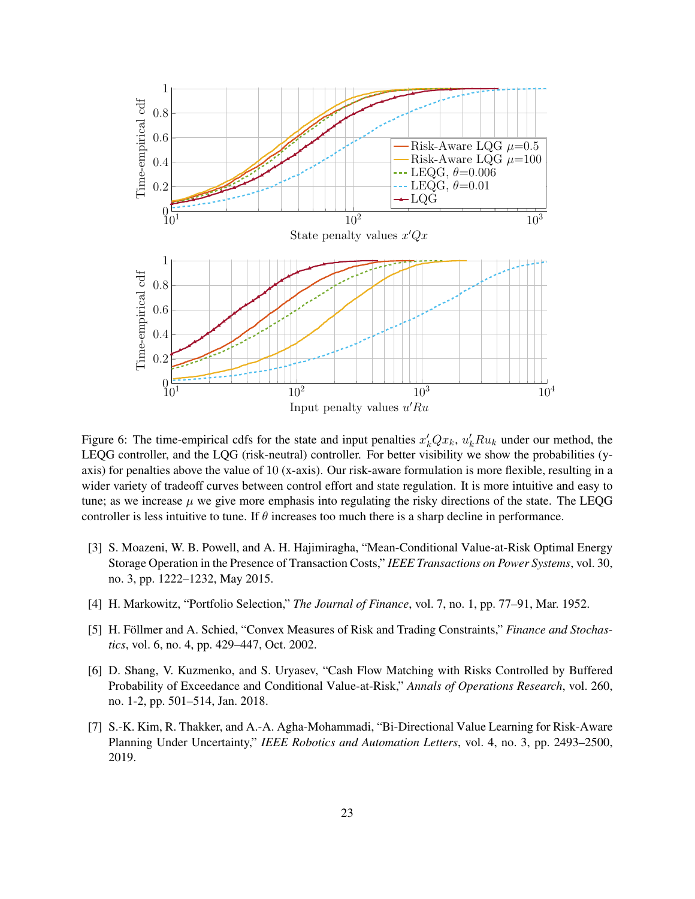Figure 6: The time-empirical cdfs for the state and input penalties $x_k'Qx_k$, $u_k'Ru_k$ under our method, the LEQG controller, and the LQG (risk-neutral) controller. For better visibility we show the probabilities (y-axis) for penalties above the value of 10 (x-axis). Our risk-aware formulation is more flexible, resulting in a wider variety of tradeoff curves between control effort and state regulation. It is more intuitive and easy to tune; as we increase $\mu$ we give more emphasis into regulating the risky directions of the state. The LEQG controller is less intuitive to tune. If $\theta$ increases too much there is a sharp decline in performance.

[3] S. Moazeni, W. B. Powell, and A. H. Hajimiragha, "Mean-Conditional Value-at-Risk Optimal Energy Storage Operation in the Presence of Transaction Costs," *IEEE Transactions on Power Systems*, vol. 30, no. 3, pp. 1222–1232, May 2015.

[4] H. Markowitz, "Portfolio Selection," *The Journal of Finance*, vol. 7, no. 1, pp. 77–91, Mar. 1952.

[5] H. Föllmer and A. Schied, "Convex Measures of Risk and Trading Constraints," *Finance and Stochastics*, vol. 6, no. 4, pp. 429–447, Oct. 2002.

[6] D. Shang, V. Kuzmenko, and S. Uryasev, "Cash Flow Matching with Risks Controlled by Buffered Probability of Exceedance and Conditional Value-at-Risk," *Annals of Operations Research*, vol. 260, no. 1-2, pp. 501–514, Jan. 2018.

[7] S.-K. Kim, R. Thakker, and A.-A. Agha-Mohammadi, "Bi-Directional Value Learning for Risk-Aware Planning Under Uncertainty," *IEEE Robotics and Automation Letters*, vol. 4, no. 3, pp. 2493–2500, 2019.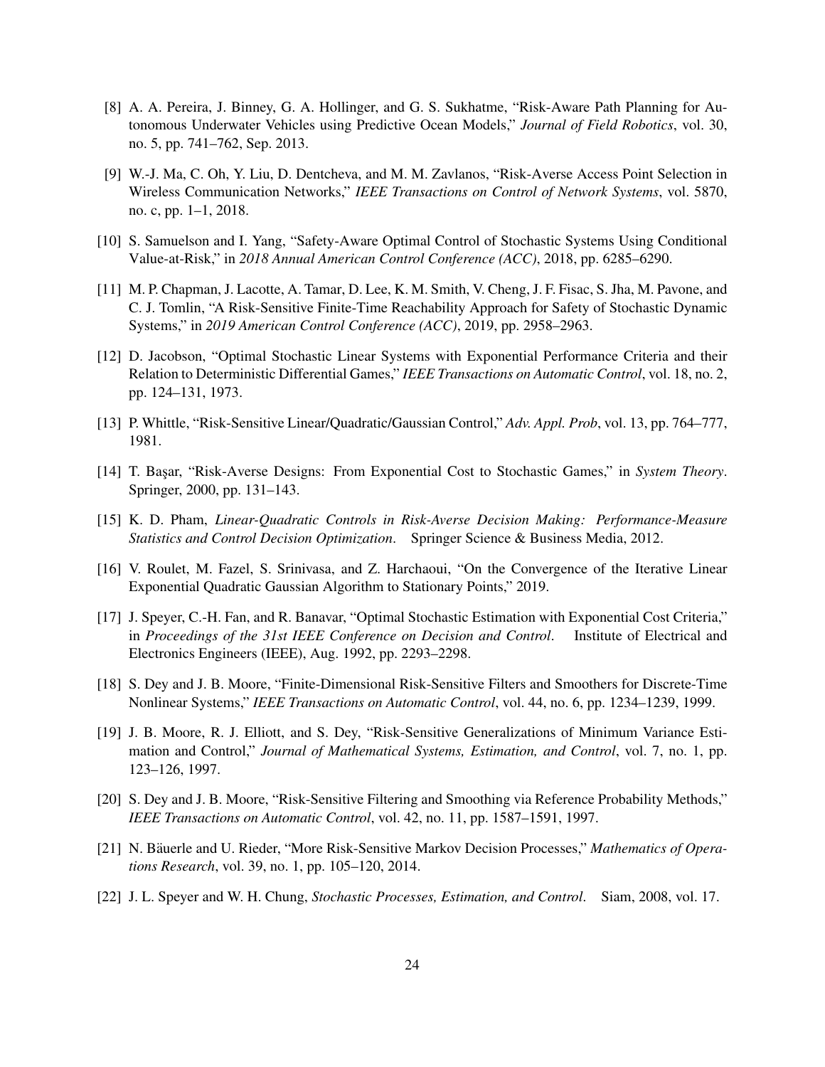[8] A. A. Pereira, J. Binney, G. A. Hollinger, and G. S. Sukhatme, "Risk-Aware Path Planning for Autonomous Underwater Vehicles using Predictive Ocean Models," *Journal of Field Robotics*, vol. 30, no. 5, pp. 741–762, Sep. 2013.

[9] W.-J. Ma, C. Oh, Y. Liu, D. Dentcheva, and M. M. Zavlanos, "Risk-Averse Access Point Selection in Wireless Communication Networks," *IEEE Transactions on Control of Network Systems*, vol. 5870, no. c, pp. 1–1, 2018.

[10] S. Samuelson and I. Yang, "Safety-Aware Optimal Control of Stochastic Systems Using Conditional Value-at-Risk," in *2018 Annual American Control Conference (ACC)*, 2018, pp. 6285–6290.

[11] M. P. Chapman, J. Lacotte, A. Tamar, D. Lee, K. M. Smith, V. Cheng, J. F. Fisac, S. Jha, M. Pavone, and C. J. Tomlin, "A Risk-Sensitive Finite-Time Reachability Approach for Safety of Stochastic Dynamic Systems," in *2019 American Control Conference (ACC)*, 2019, pp. 2958–2963.

[12] D. Jacobson, "Optimal Stochastic Linear Systems with Exponential Performance Criteria and their Relation to Deterministic Differential Games," *IEEE Transactions on Automatic Control*, vol. 18, no. 2, pp. 124–131, 1973.

[13] P. Whittle, "Risk-Sensitive Linear/Quadratic/Gaussian Control," *Adv. Appl. Prob*, vol. 13, pp. 764–777, 1981.

[14] T. Başar, "Risk-Averse Designs: From Exponential Cost to Stochastic Games," in *System Theory*. Springer, 2000, pp. 131–143.

[15] K. D. Pham, *Linear-Quadratic Controls in Risk-Averse Decision Making: Performance-Measure Statistics and Control Decision Optimization*. Springer Science & Business Media, 2012.

[16] V. Roulet, M. Fazel, S. Srinivasa, and Z. Harchaoui, "On the Convergence of the Iterative Linear Exponential Quadratic Gaussian Algorithm to Stationary Points," 2019.

[17] J. Speyer, C.-H. Fan, and R. Banavar, "Optimal Stochastic Estimation with Exponential Cost Criteria," in *Proceedings of the 31st IEEE Conference on Decision and Control*. Institute of Electrical and Electronics Engineers (IEEE), Aug. 1992, pp. 2293–2298.

[18] S. Dey and J. B. Moore, "Finite-Dimensional Risk-Sensitive Filters and Smoothers for Discrete-Time Nonlinear Systems," *IEEE Transactions on Automatic Control*, vol. 44, no. 6, pp. 1234–1239, 1999.

[19] J. B. Moore, R. J. Elliott, and S. Dey, "Risk-Sensitive Generalizations of Minimum Variance Estimation and Control," *Journal of Mathematical Systems, Estimation, and Control*, vol. 7, no. 1, pp. 123–126, 1997.

[20] S. Dey and J. B. Moore, "Risk-Sensitive Filtering and Smoothing via Reference Probability Methods," *IEEE Transactions on Automatic Control*, vol. 42, no. 11, pp. 1587–1591, 1997.

[21] N. Bäuerle and U. Rieder, "More Risk-Sensitive Markov Decision Processes," *Mathematics of Operations Research*, vol. 39, no. 1, pp. 105–120, 2014.

[22] J. L. Speyer and W. H. Chung, *Stochastic Processes, Estimation, and Control*. Siam, 2008, vol. 17.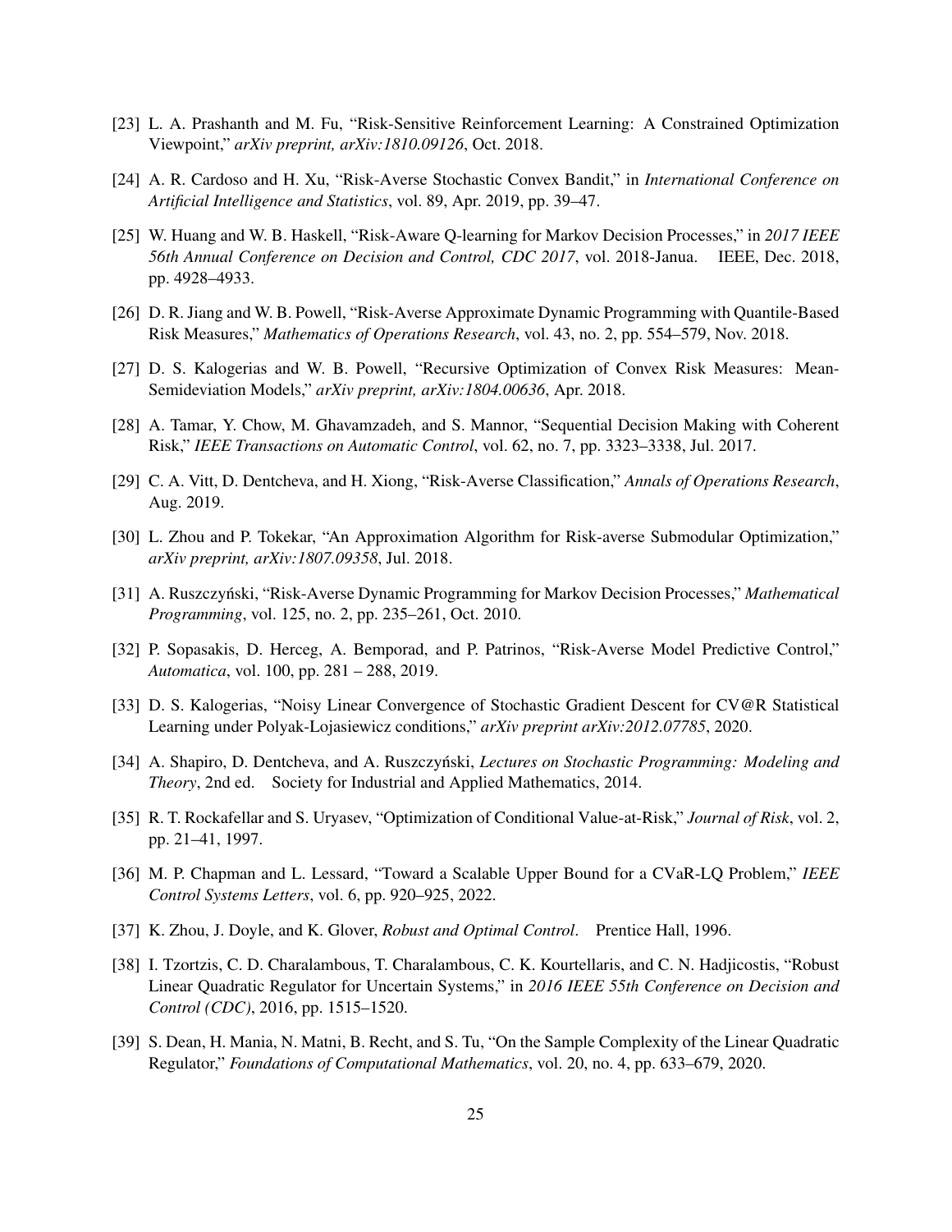[23] L. A. Prashanth and M. Fu, “Risk-Sensitive Reinforcement Learning: A Constrained Optimization Viewpoint,” *arXiv preprint, arXiv:1810.09126*, Oct. 2018.

[24] A. R. Cardoso and H. Xu, “Risk-Averse Stochastic Convex Bandit,” in *International Conference on Artificial Intelligence and Statistics*, vol. 89, Apr. 2019, pp. 39–47.

[25] W. Huang and W. B. Haskell, “Risk-Aware Q-learning for Markov Decision Processes,” in *2017 IEEE 56th Annual Conference on Decision and Control, CDC 2017*, vol. 2018-Janua. IEEE, Dec. 2018, pp. 4928–4933.

[26] D. R. Jiang and W. B. Powell, “Risk-Averse Approximate Dynamic Programming with Quantile-Based Risk Measures,” *Mathematics of Operations Research*, vol. 43, no. 2, pp. 554–579, Nov. 2018.

[27] D. S. Kalogerias and W. B. Powell, “Recursive Optimization of Convex Risk Measures: Mean-Semideviation Models,” *arXiv preprint, arXiv:1804.00636*, Apr. 2018.

[28] A. Tamar, Y. Chow, M. Ghavamzadeh, and S. Mannor, “Sequential Decision Making with Coherent Risk,” *IEEE Transactions on Automatic Control*, vol. 62, no. 7, pp. 3323–3338, Jul. 2017.

[29] C. A. Vitt, D. Dentcheva, and H. Xiong, “Risk-Averse Classification,” *Annals of Operations Research*, Aug. 2019.

[30] L. Zhou and P. Tokekar, “An Approximation Algorithm for Risk-averse Submodular Optimization,” *arXiv preprint, arXiv:1807.09358*, Jul. 2018.

[31] A. Ruszczyński, “Risk-Averse Dynamic Programming for Markov Decision Processes,” *Mathematical Programming*, vol. 125, no. 2, pp. 235–261, Oct. 2010.

[32] P. Sopasakis, D. Herceg, A. Bemporad, and P. Patrinos, “Risk-Averse Model Predictive Control,” *Automatica*, vol. 100, pp. 281 – 288, 2019.

[33] D. S. Kalogerias, “Noisy Linear Convergence of Stochastic Gradient Descent for CV@R Statistical Learning under Polyak-Lojasiewicz conditions,” *arXiv preprint arXiv:2012.07785*, 2020.

[34] A. Shapiro, D. Dentcheva, and A. Ruszczyński, *Lectures on Stochastic Programming: Modeling and Theory*, 2nd ed. Society for Industrial and Applied Mathematics, 2014.

[35] R. T. Rockafellar and S. Uryasev, “Optimization of Conditional Value-at-Risk,” *Journal of Risk*, vol. 2, pp. 21–41, 1997.

[36] M. P. Chapman and L. Lessard, “Toward a Scalable Upper Bound for a CVaR-LQ Problem,” *IEEE Control Systems Letters*, vol. 6, pp. 920–925, 2022.

[37] K. Zhou, J. Doyle, and K. Glover, *Robust and Optimal Control*. Prentice Hall, 1996.

[38] I. Tzortzis, C. D. Charalambous, T. Charalambous, C. K. Kourtellaris, and C. N. Hadjicostis, “Robust Linear Quadratic Regulator for Uncertain Systems,” in *2016 IEEE 55th Conference on Decision and Control (CDC)*, 2016, pp. 1515–1520.

[39] S. Dean, H. Mania, N. Matni, B. Recht, and S. Tu, “On the Sample Complexity of the Linear Quadratic Regulator,” *Foundations of Computational Mathematics*, vol. 20, no. 4, pp. 633–679, 2020.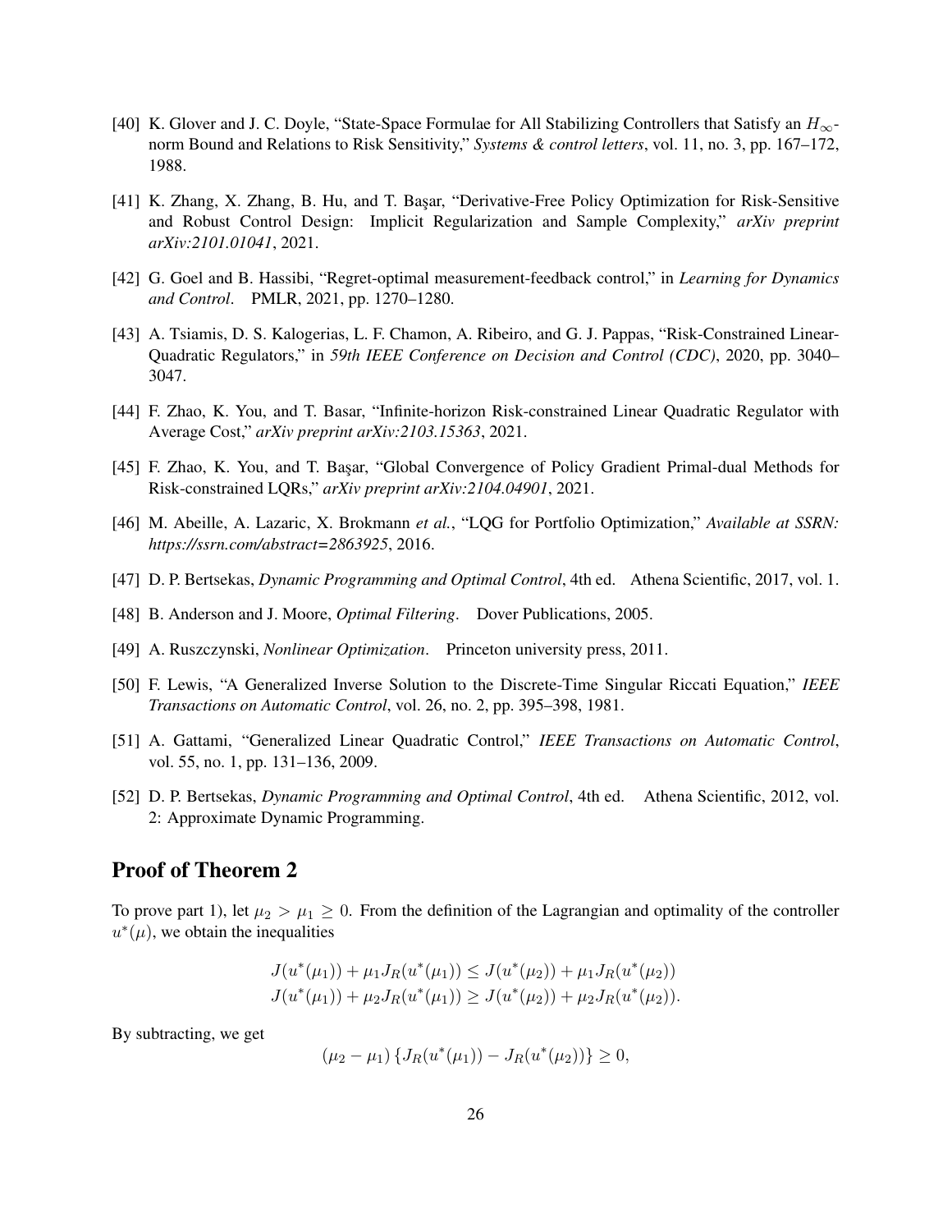[40] K. Glover and J. C. Doyle, "State-Space Formulae for All Stabilizing Controllers that Satisfy an $H_\infty$-norm Bound and Relations to Risk Sensitivity," *Systems & control letters*, vol. 11, no. 3, pp. 167–172, 1988.

[41] K. Zhang, X. Zhang, B. Hu, and T. Başar, "Derivative-Free Policy Optimization for Risk-Sensitive and Robust Control Design: Implicit Regularization and Sample Complexity," *arXiv preprint arXiv:2101.01041*, 2021.

[42] G. Goel and B. Hassibi, "Regret-optimal measurement-feedback control," in *Learning for Dynamics and Control*. PMLR, 2021, pp. 1270–1280.

[43] A. Tsiamis, D. S. Kalogerias, L. F. Chamon, A. Ribeiro, and G. J. Pappas, "Risk-Constrained Linear-Quadratic Regulators," in *59th IEEE Conference on Decision and Control (CDC)*, 2020, pp. 3040–3047.

[44] F. Zhao, K. You, and T. Basar, "Infinite-horizon Risk-constrained Linear Quadratic Regulator with Average Cost," *arXiv preprint arXiv:2103.15363*, 2021.

[45] F. Zhao, K. You, and T. Başar, "Global Convergence of Policy Gradient Primal-dual Methods for Risk-constrained LQRs," *arXiv preprint arXiv:2104.04901*, 2021.

[46] M. Abeille, A. Lazaric, X. Brokmann *et al.*, "LQG for Portfolio Optimization," *Available at SSRN: https://ssrn.com/abstract=2863925*, 2016.

[47] D. P. Bertsekas, *Dynamic Programming and Optimal Control*, 4th ed. Athena Scientific, 2017, vol. 1.

[48] B. Anderson and J. Moore, *Optimal Filtering*. Dover Publications, 2005.

[49] A. Ruszczynski, *Nonlinear Optimization*. Princeton university press, 2011.

[50] F. Lewis, "A Generalized Inverse Solution to the Discrete-Time Singular Riccati Equation," *IEEE Transactions on Automatic Control*, vol. 26, no. 2, pp. 395–398, 1981.

[51] A. Gattami, "Generalized Linear Quadratic Control," *IEEE Transactions on Automatic Control*, vol. 55, no. 1, pp. 131–136, 2009.

[52] D. P. Bertsekas, *Dynamic Programming and Optimal Control*, 4th ed. Athena Scientific, 2012, vol. 2: Approximate Dynamic Programming.

## Proof of Theorem 2

To prove part 1), let $\mu_2 > \mu_1 \geq 0$. From the definition of the Lagrangian and optimality of the controller $u^*(\mu)$, we obtain the inequalities

$$
\begin{aligned}
J(u^*(\mu_1)) + \mu_1 J_R(u^*(\mu_1)) &\leq J(u^*(\mu_2)) + \mu_1 J_R(u^*(\mu_2)) \\
J(u^*(\mu_1)) + \mu_2 J_R(u^*(\mu_1)) &\geq J(u^*(\mu_2)) + \mu_2 J_R(u^*(\mu_2)).
\end{aligned}
$$

By subtracting, we get

$$
(\mu_2 - \mu_1)\left\{J_R(u^*(\mu_1)) - J_R(u^*(\mu_2))\right\} \geq 0,
$$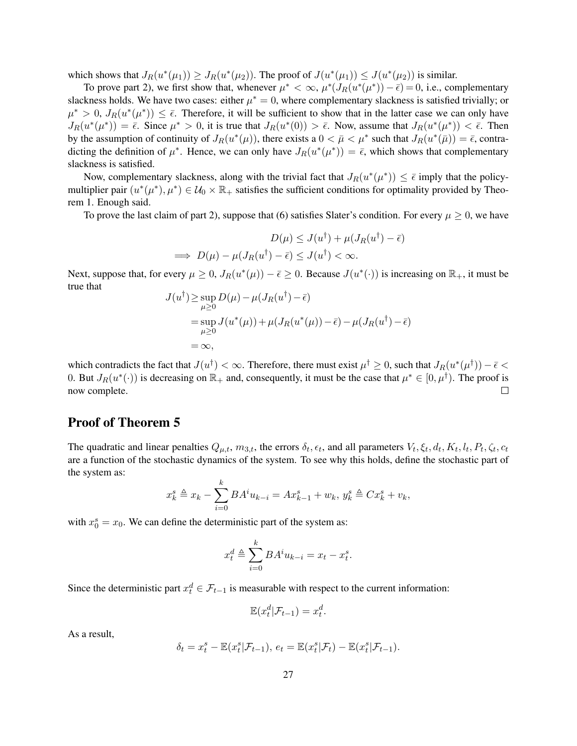which shows that $J_R(u^*(\mu_1)) \geq J_R(u^*(\mu_2))$. The proof of $J(u^*(\mu_1)) \leq J(u^*(\mu_2))$ is similar.

To prove part 2), we first show that, whenever $\mu^* < \infty$, $\mu^*(J_R(u^*(\mu^*)) - \bar{\epsilon}) = 0$, i.e., complementary slackness holds. We have two cases: either $\mu^* = 0$, where complementary slackness is satisfied trivially; or $\mu^* > 0$, $J_R(u^*(\mu^*)) \leq \bar{\epsilon}$. Therefore, it will be sufficient to show that in the latter case we can only have $J_R(u^*(\mu^*)) = \bar{\epsilon}$. Since $\mu^* > 0$, it is true that $J_R(u^*(0)) > \bar{\epsilon}$. Now, assume that $J_R(u^*(\mu^*)) < \bar{\epsilon}$. Then by the assumption of continuity of $J_R(u^*(\mu))$, there exists a $0 < \bar{\mu} < \mu^*$ such that $J_R(u^*(\bar{\mu})) = \bar{\epsilon}$, contradicting the definition of $\mu^*$. Hence, we can only have $J_R(u^*(\mu^*)) = \bar{\epsilon}$, which shows that complementary slackness is satisfied.

Now, complementary slackness, along with the trivial fact that $J_R(u^*(\mu^*)) \leq \bar{\epsilon}$ imply that the policy-multiplier pair $(u^*(\mu^*), \mu^*) \in \mathcal{U}_0 \times \mathbb{R}_+$ satisfies the sufficient conditions for optimality provided by Theorem 1. Enough said.

To prove the last claim of part 2), suppose that (6) satisfies Slater's condition. For every $\mu \geq 0$, we have

$$
\begin{aligned}
& D(\mu) \leq J(u^\dagger) + \mu(J_R(u^\dagger) - \bar{\epsilon}) \\
\implies\ & D(\mu) - \mu(J_R(u^\dagger) - \bar{\epsilon}) \leq J(u^\dagger) < \infty.
\end{aligned}
$$

Next, suppose that, for every $\mu \geq 0$, $J_R(u^*(\mu)) - \bar{\epsilon} \geq 0$. Because $J(u^*(\cdot))$ is increasing on $\mathbb{R}_+$, it must be true that

$$
\begin{aligned}
J(u^\dagger) &\geq \sup_{\mu \geq 0} D(\mu) - \mu(J_R(u^\dagger) - \bar{\epsilon}) \\
&= \sup_{\mu \geq 0} J(u^*(\mu)) + \mu(J_R(u^*(\mu)) - \bar{\epsilon}) - \mu(J_R(u^\dagger) - \bar{\epsilon}) \\
&= \infty,
\end{aligned}
$$

which contradicts the fact that $J(u^\dagger) < \infty$. Therefore, there must exist $\mu^\dagger \geq 0$, such that $J_R(u^*(\mu^\dagger)) - \bar{\epsilon} < 0$. But $J_R(u^*(\cdot))$ is decreasing on $\mathbb{R}_+$ and, consequently, it must be the case that $\mu^* \in [0, \mu^\dagger)$. The proof is now complete. □

## Proof of Theorem 5

The quadratic and linear penalties $Q_{\mu,t}$, $m_{3,t}$, the errors $\delta_t, \epsilon_t$, and all parameters $V_t, \xi_t, d_t, K_t, l_t, P_t, \zeta_t, c_t$ are a function of the stochastic dynamics of the system. To see why this holds, define the stochastic part of the system as:

$$
x_k^s \triangleq x_k - \sum_{i=0}^{k} BA^i u_{k-i} = Ax_{k-1}^s + w_k,\ y_k^s \triangleq Cx_k^s + v_k,
$$

with $x_0^s = x_0$. We can define the deterministic part of the system as:

$$
x_t^d \triangleq \sum_{i=0}^{k} BA^i u_{k-i} = x_t - x_t^s.
$$

Since the deterministic part $x_t^d \in \mathcal{F}_{t-1}$ is measurable with respect to the current information:

$$
\mathbb{E}(x_t^d | \mathcal{F}_{t-1}) = x_t^d.
$$

As a result,

$$
\delta_t = x_t^s - \mathbb{E}(x_t^s | \mathcal{F}_{t-1}),\ e_t = \mathbb{E}(x_t^s | \mathcal{F}_t) - \mathbb{E}(x_t^s | \mathcal{F}_{t-1}).
$$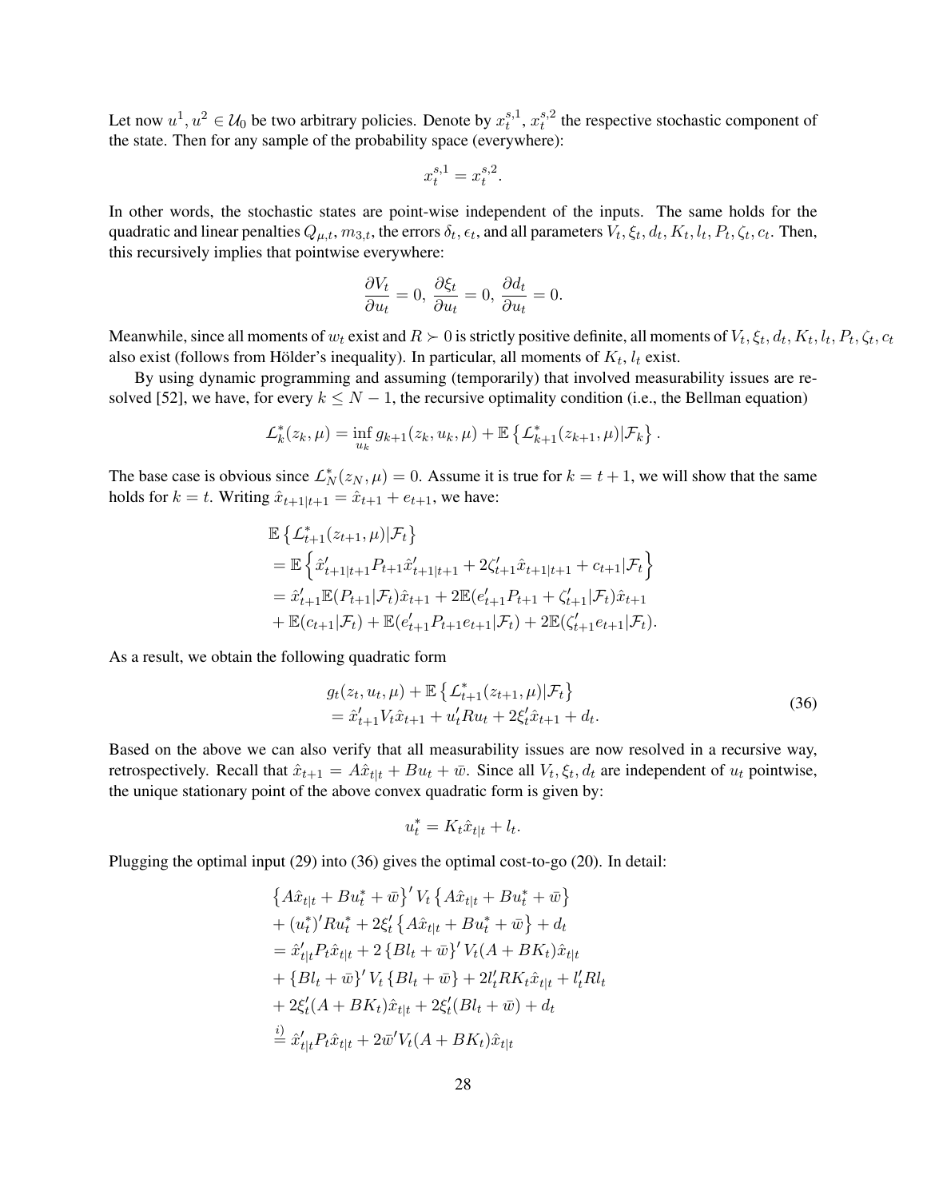Let now $u^1, u^2 \in \mathcal{U}_0$ be two arbitrary policies. Denote by $x_t^{s,1}$, $x_t^{s,2}$ the respective stochastic component of the state. Then for any sample of the probability space (everywhere):

$$x_t^{s,1} = x_t^{s,2}.$$

In other words, the stochastic states are point-wise independent of the inputs. The same holds for the quadratic and linear penalties $Q_{\mu,t}, m_{3,t}$, the errors $\delta_t, \epsilon_t$, and all parameters $V_t, \xi_t, d_t, K_t, l_t, P_t, \zeta_t, c_t$. Then, this recursively implies that pointwise everywhere:

$$\frac{\partial V_t}{\partial u_t} = 0,\ \frac{\partial \xi_t}{\partial u_t} = 0,\ \frac{\partial d_t}{\partial u_t} = 0.$$

Meanwhile, since all moments of $w_t$ exist and $R \succ 0$ is strictly positive definite, all moments of $V_t, \xi_t, d_t, K_t, l_t, P_t, \zeta_t, c_t$ also exist (follows from Hölder's inequality). In particular, all moments of $K_t, l_t$ exist.

By using dynamic programming and assuming (temporarily) that involved measurability issues are resolved [52], we have, for every $k \leq N-1$, the recursive optimality condition (i.e., the Bellman equation)

$$\mathcal{L}_k^*(z_k, \mu) = \inf_{u_k} g_{k+1}(z_k, u_k, \mu) + \mathbb{E}\left\{\mathcal{L}_{k+1}^*(z_{k+1}, \mu)|\mathcal{F}_k\right\}.$$

The base case is obvious since $\mathcal{L}_N^*(z_N, \mu) = 0$. Assume it is true for $k = t+1$, we will show that the same holds for $k = t$. Writing $\hat{x}_{t+1|t+1} = \hat{x}_{t+1} + e_{t+1}$, we have:

$$\begin{aligned}
&\mathbb{E}\left\{\mathcal{L}_{t+1}^*(z_{t+1}, \mu)|\mathcal{F}_t\right\} \\
&= \mathbb{E}\left\{\hat{x}_{t+1|t+1}' P_{t+1} \hat{x}_{t+1|t+1}' + 2\zeta_{t+1}' \hat{x}_{t+1|t+1} + c_{t+1}|\mathcal{F}_t\right\} \\
&= \hat{x}_{t+1}' \mathbb{E}(P_{t+1}|\mathcal{F}_t)\hat{x}_{t+1} + 2\mathbb{E}(e_{t+1}' P_{t+1} + \zeta_{t+1}'|\mathcal{F}_t)\hat{x}_{t+1} \\
&+ \mathbb{E}(c_{t+1}|\mathcal{F}_t) + \mathbb{E}(e_{t+1}' P_{t+1} e_{t+1}|\mathcal{F}_t) + 2\mathbb{E}(\zeta_{t+1}' e_{t+1}|\mathcal{F}_t).
\end{aligned}$$

As a result, we obtain the following quadratic form

$$\begin{aligned}
&g_t(z_t, u_t, \mu) + \mathbb{E}\left\{\mathcal{L}_{t+1}^*(z_{t+1}, \mu)|\mathcal{F}_t\right\} \\
&= \hat{x}_{t+1}' V_t \hat{x}_{t+1} + u_t' R u_t + 2\xi_t' \hat{x}_{t+1} + d_t.
\end{aligned} \tag{36}$$

Based on the above we can also verify that all measurability issues are now resolved in a recursive way, retrospectively. Recall that $\hat{x}_{t+1} = A\hat{x}_{t|t} + Bu_t + \bar{w}$. Since all $V_t, \xi_t, d_t$ are independent of $u_t$ pointwise, the unique stationary point of the above convex quadratic form is given by:

$$u_t^* = K_t \hat{x}_{t|t} + l_t.$$

Plugging the optimal input (29) into (36) gives the optimal cost-to-go (20). In detail:

$$\begin{aligned}
&\left\{A\hat{x}_{t|t} + Bu_t^* + \bar{w}\right\}' V_t \left\{A\hat{x}_{t|t} + Bu_t^* + \bar{w}\right\} \\
&+ (u_t^*)' R u_t^* + 2\xi_t' \left\{A\hat{x}_{t|t} + Bu_t^* + \bar{w}\right\} + d_t \\
&= \hat{x}_{t|t}' P_t \hat{x}_{t|t} + 2\left\{Bl_t + \bar{w}\right\}' V_t (A + BK_t)\hat{x}_{t|t} \\
&+ \left\{Bl_t + \bar{w}\right\}' V_t \left\{Bl_t + \bar{w}\right\} + 2l_t' R K_t \hat{x}_{t|t} + l_t' R l_t \\
&+ 2\xi_t'(A + BK_t)\hat{x}_{t|t} + 2\xi_t'(Bl_t + \bar{w}) + d_t \\
&\overset{i)}{=} \hat{x}_{t|t}' P_t \hat{x}_{t|t} + 2\bar{w}' V_t (A + BK_t)\hat{x}_{t|t}
\end{aligned}$$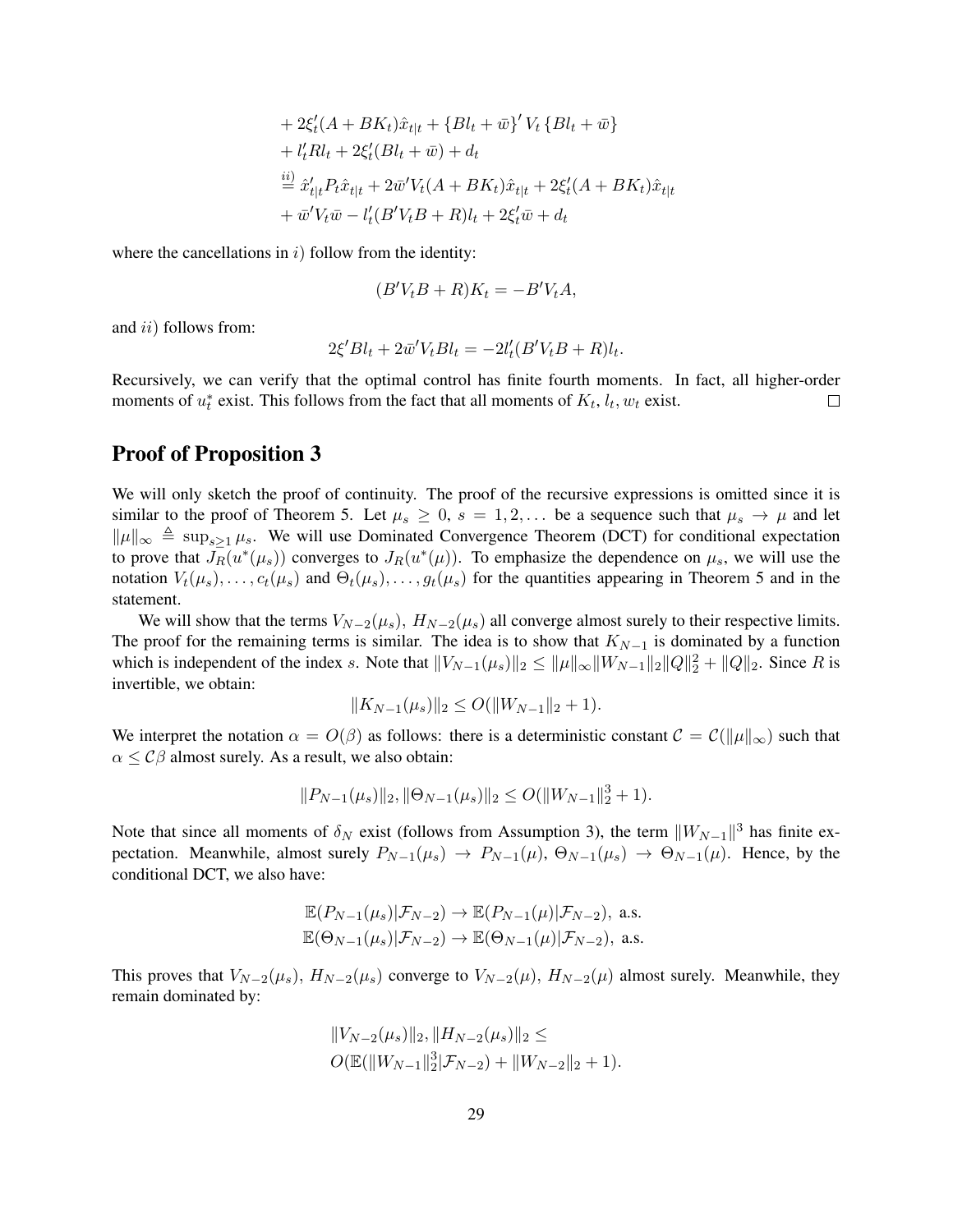$$
\begin{aligned}
&+ 2\xi_t'(A + BK_t)\hat{x}_{t|t} + \{Bl_t + \bar{w}\}' V_t \{Bl_t + \bar{w}\} \\
&+ l_t' R l_t + 2\xi_t'(Bl_t + \bar{w}) + d_t \\
&\overset{ii)}{=} \hat{x}_{t|t}' P_t \hat{x}_{t|t} + 2\bar{w}' V_t (A + BK_t)\hat{x}_{t|t} + 2\xi_t'(A + BK_t)\hat{x}_{t|t} \\
&+ \bar{w}' V_t \bar{w} - l_t'(B' V_t B + R) l_t + 2\xi_t' \bar{w} + d_t
\end{aligned}
$$

where the cancellations in $i)$ follow from the identity:

$$
(B'V_tB + R)K_t = -B'V_tA,
$$

and $ii)$ follows from:

$$
2\xi' B l_t + 2\bar{w}' V_t B l_t = -2l_t'(B'V_tB + R)l_t.
$$

Recursively, we can verify that the optimal control has finite fourth moments. In fact, all higher-order moments of $u_t^*$ exist. This follows from the fact that all moments of $K_t, l_t, w_t$ exist. $\square$

## Proof of Proposition 3

We will only sketch the proof of continuity. The proof of the recursive expressions is omitted since it is similar to the proof of Theorem 5. Let $\mu_s \geq 0$, $s = 1, 2, \ldots$ be a sequence such that $\mu_s \to \mu$ and let $\|\mu\|_\infty \triangleq \sup_{s \geq 1} \mu_s$. We will use Dominated Convergence Theorem (DCT) for conditional expectation to prove that $J_R(u^*(\mu_s))$ converges to $J_R(u^*(\mu))$. To emphasize the dependence on $\mu_s$, we will use the notation $V_t(\mu_s), \ldots, c_t(\mu_s)$ and $\Theta_t(\mu_s), \ldots, g_t(\mu_s)$ for the quantities appearing in Theorem 5 and in the statement.

We will show that the terms $V_{N-2}(\mu_s)$, $H_{N-2}(\mu_s)$ all converge almost surely to their respective limits. The proof for the remaining terms is similar. The idea is to show that $K_{N-1}$ is dominated by a function which is independent of the index $s$. Note that $\|V_{N-1}(\mu_s)\|_2 \leq \|\mu\|_\infty \|W_{N-1}\|_2 \|Q\|_2^2 + \|Q\|_2$. Since $R$ is invertible, we obtain:

$$
\|K_{N-1}(\mu_s)\|_2 \leq O(\|W_{N-1}\|_2 + 1).
$$

We interpret the notation $\alpha = O(\beta)$ as follows: there is a deterministic constant $\mathcal{C} = \mathcal{C}(\|\mu\|_\infty)$ such that $\alpha \leq \mathcal{C}\beta$ almost surely. As a result, we also obtain:

$$
\|P_{N-1}(\mu_s)\|_2, \|\Theta_{N-1}(\mu_s)\|_2 \leq O(\|W_{N-1}\|_2^3 + 1).
$$

Note that since all moments of $\delta_N$ exist (follows from Assumption 3), the term $\|W_{N-1}\|^3$ has finite expectation. Meanwhile, almost surely $P_{N-1}(\mu_s) \to P_{N-1}(\mu)$, $\Theta_{N-1}(\mu_s) \to \Theta_{N-1}(\mu)$. Hence, by the conditional DCT, we also have:

$$
\begin{aligned}
\mathbb{E}(P_{N-1}(\mu_s)|\mathcal{F}_{N-2}) &\to \mathbb{E}(P_{N-1}(\mu)|\mathcal{F}_{N-2}), \text{ a.s.} \\
\mathbb{E}(\Theta_{N-1}(\mu_s)|\mathcal{F}_{N-2}) &\to \mathbb{E}(\Theta_{N-1}(\mu)|\mathcal{F}_{N-2}), \text{ a.s.}
\end{aligned}
$$

This proves that $V_{N-2}(\mu_s)$, $H_{N-2}(\mu_s)$ converge to $V_{N-2}(\mu)$, $H_{N-2}(\mu)$ almost surely. Meanwhile, they remain dominated by:

$$
\begin{aligned}
&\|V_{N-2}(\mu_s)\|_2, \|H_{N-2}(\mu_s)\|_2 \leq \\
&O(\mathbb{E}(\|W_{N-1}\|_2^3|\mathcal{F}_{N-2}) + \|W_{N-2}\|_2 + 1).
\end{aligned}
$$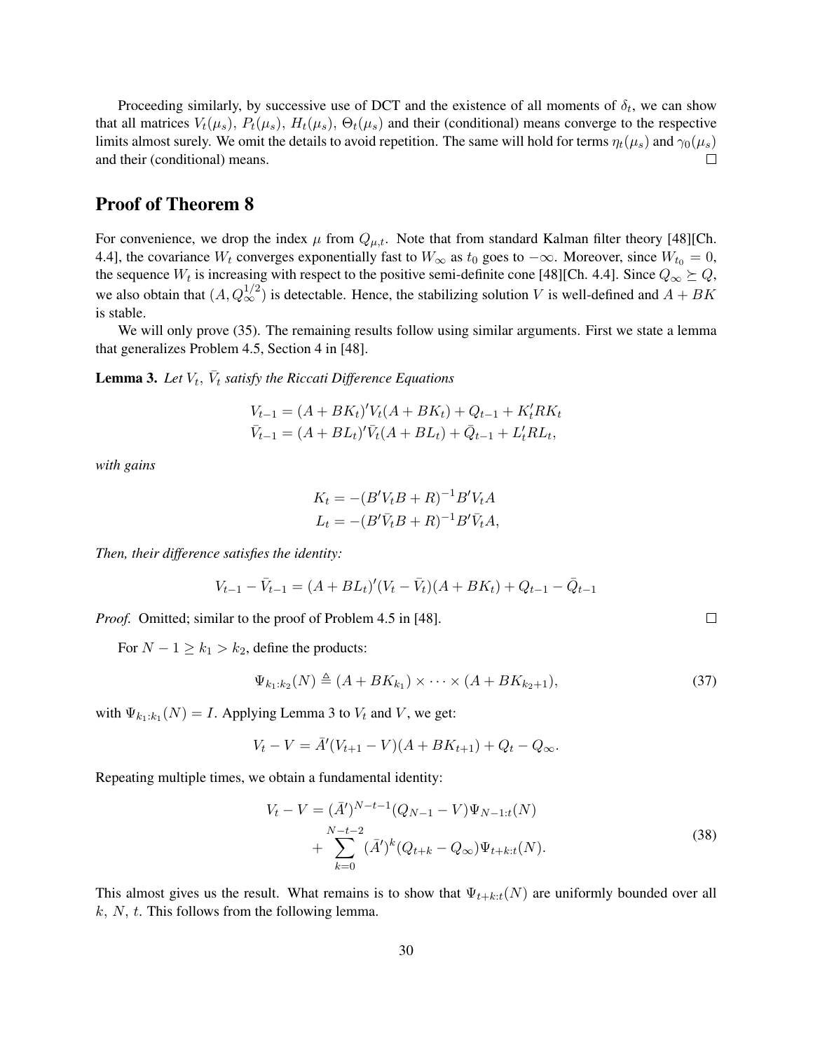Proceeding similarly, by successive use of DCT and the existence of all moments of $\delta_t$, we can show that all matrices $V_t(\mu_s)$, $P_t(\mu_s)$, $H_t(\mu_s)$, $\Theta_t(\mu_s)$ and their (conditional) means converge to the respective limits almost surely. We omit the details to avoid repetition. The same will hold for terms $\eta_t(\mu_s)$ and $\gamma_0(\mu_s)$ and their (conditional) means. □

## Proof of Theorem 8

For convenience, we drop the index $\mu$ from $Q_{\mu,t}$. Note that from standard Kalman filter theory [48][Ch. 4.4], the covariance $W_t$ converges exponentially fast to $W_\infty$ as $t_0$ goes to $-\infty$. Moreover, since $W_{t_0} = 0$, the sequence $W_t$ is increasing with respect to the positive semi-definite cone [48][Ch. 4.4]. Since $Q_\infty \succeq Q$, we also obtain that $(A, Q_\infty^{1/2})$ is detectable. Hence, the stabilizing solution $V$ is well-defined and $A + BK$ is stable.

We will only prove (35). The remaining results follow using similar arguments. First we state a lemma that generalizes Problem 4.5, Section 4 in [48].

**Lemma 3.** *Let $V_t$, $\bar{V}_t$ satisfy the Riccati Difference Equations*

$$
\begin{aligned}
V_{t-1} &= (A + BK_t)' V_t (A + BK_t) + Q_{t-1} + K_t' R K_t \\
\bar{V}_{t-1} &= (A + BL_t)' \bar{V}_t (A + BL_t) + \bar{Q}_{t-1} + L_t' R L_t,
\end{aligned}
$$

*with gains*

$$
\begin{aligned}
K_t &= -(B' V_t B + R)^{-1} B' V_t A \\
L_t &= -(B' \bar{V}_t B + R)^{-1} B' \bar{V}_t A,
\end{aligned}
$$

*Then, their difference satisfies the identity:*

$$
V_{t-1} - \bar{V}_{t-1} = (A + BL_t)'(V_t - \bar{V}_t)(A + BK_t) + Q_{t-1} - \bar{Q}_{t-1}
$$

*Proof.* Omitted; similar to the proof of Problem 4.5 in [48]. □

For $N - 1 \geq k_1 > k_2$, define the products:

$$
\Psi_{k_1:k_2}(N) \triangleq (A + BK_{k_1}) \times \cdots \times (A + BK_{k_2+1}), \tag{37}
$$

with $\Psi_{k_1:k_1}(N) = I$. Applying Lemma 3 to $V_t$ and $V$, we get:

$$
V_t - V = \bar{A}'(V_{t+1} - V)(A + BK_{t+1}) + Q_t - Q_\infty.
$$

Repeating multiple times, we obtain a fundamental identity:

$$
\begin{aligned}
V_t - V &= (\bar{A}')^{N-t-1}(Q_{N-1} - V)\Psi_{N-1:t}(N) \\
&\quad + \sum_{k=0}^{N-t-2} (\bar{A}')^k (Q_{t+k} - Q_\infty)\Psi_{t+k:t}(N).
\end{aligned} \tag{38}
$$

This almost gives us the result. What remains is to show that $\Psi_{t+k:t}(N)$ are uniformly bounded over all $k$, $N$, $t$. This follows from the following lemma.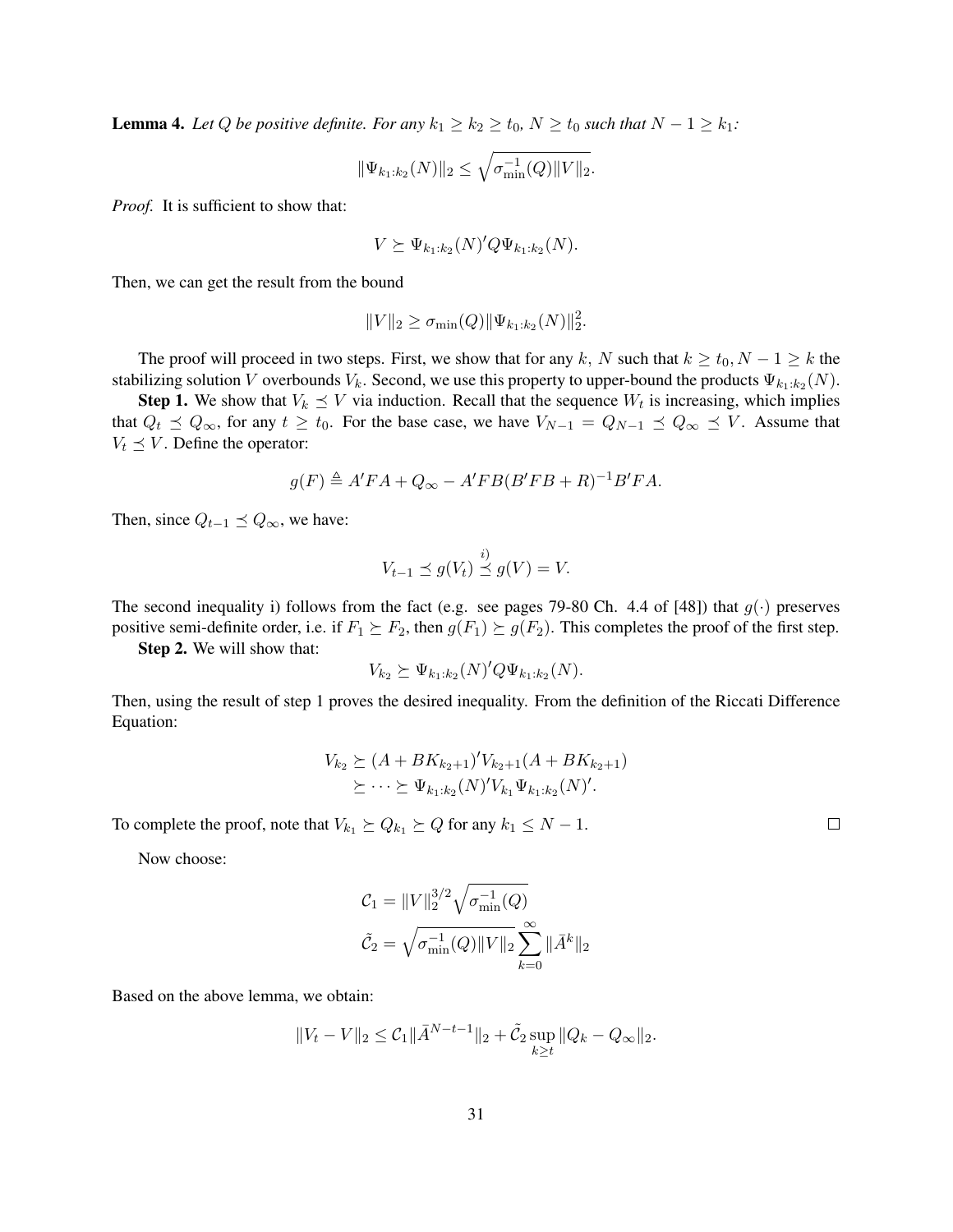**Lemma 4.** *Let $Q$ be positive definite. For any $k_1 \geq k_2 \geq t_0$, $N \geq t_0$ such that $N-1 \geq k_1$:*

$$\|\Psi_{k_1:k_2}(N)\|_2 \leq \sqrt{\sigma_{\min}^{-1}(Q)\|V\|_2}.$$

*Proof.* It is sufficient to show that:

$$V \succeq \Psi_{k_1:k_2}(N)' Q \Psi_{k_1:k_2}(N).$$

Then, we can get the result from the bound

$$\|V\|_2 \geq \sigma_{\min}(Q)\|\Psi_{k_1:k_2}(N)\|_2^2.$$

The proof will proceed in two steps. First, we show that for any $k$, $N$ such that $k \geq t_0, N-1 \geq k$ the stabilizing solution $V$ overbounds $V_k$. Second, we use this property to upper-bound the products $\Psi_{k_1:k_2}(N)$.

**Step 1.** We show that $V_k \preceq V$ via induction. Recall that the sequence $W_t$ is increasing, which implies that $Q_t \preceq Q_\infty$, for any $t \geq t_0$. For the base case, we have $V_{N-1} = Q_{N-1} \preceq Q_\infty \preceq V$. Assume that $V_t \preceq V$. Define the operator:

$$g(F) \triangleq A'FA + Q_\infty - A'FB(B'FB+R)^{-1}B'FA.$$

Then, since $Q_{t-1} \preceq Q_\infty$, we have:

$$V_{t-1} \preceq g(V_t) \overset{i)}{\preceq} g(V) = V.$$

The second inequality i) follows from the fact (e.g. see pages 79-80 Ch. 4.4 of [48]) that $g(\cdot)$ preserves positive semi-definite order, i.e. if $F_1 \succeq F_2$, then $g(F_1) \succeq g(F_2)$. This completes the proof of the first step.

**Step 2.** We will show that:

$$V_{k_2} \succeq \Psi_{k_1:k_2}(N)' Q \Psi_{k_1:k_2}(N).$$

Then, using the result of step 1 proves the desired inequality. From the definition of the Riccati Difference Equation:

$$\begin{aligned} V_{k_2} &\succeq (A + BK_{k_2+1})' V_{k_2+1} (A + BK_{k_2+1}) \\ &\succeq \cdots \succeq \Psi_{k_1:k_2}(N)' V_{k_1} \Psi_{k_1:k_2}(N)'. \end{aligned}$$

To complete the proof, note that $V_{k_1} \succeq Q_{k_1} \succeq Q$ for any $k_1 \leq N-1$. $\square$

Now choose:

$$\mathcal{C}_1 = \|V\|_2^{3/2}\sqrt{\sigma_{\min}^{-1}(Q)}$$
$$\tilde{\mathcal{C}}_2 = \sqrt{\sigma_{\min}^{-1}(Q)\|V\|_2}\sum_{k=0}^{\infty}\|\bar{A}^k\|_2$$

Based on the above lemma, we obtain:

$$\|V_t - V\|_2 \leq \mathcal{C}_1\|\bar{A}^{N-t-1}\|_2 + \tilde{\mathcal{C}}_2 \sup_{k \geq t}\|Q_k - Q_\infty\|_2.$$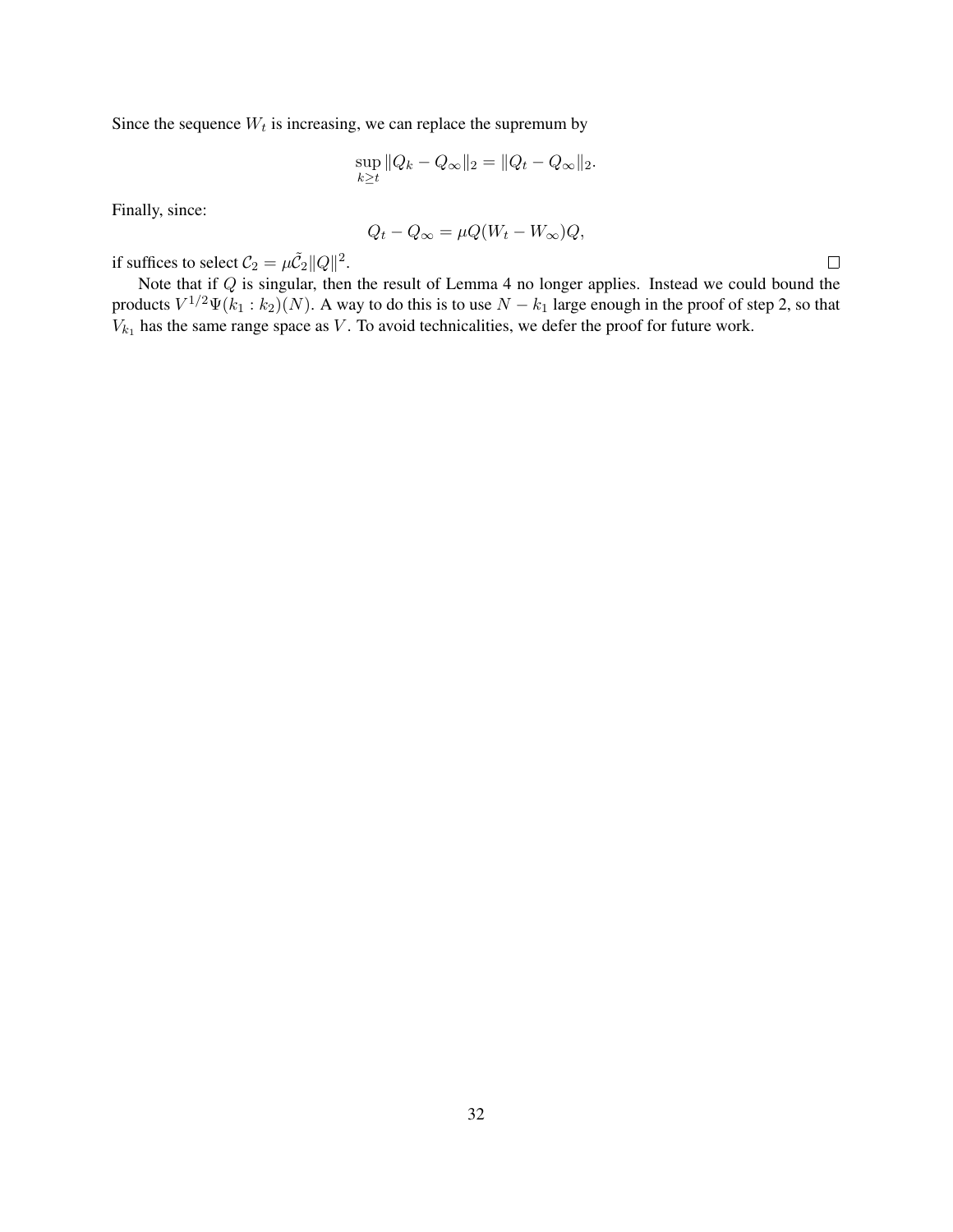Since the sequence $W_t$ is increasing, we can replace the supremum by

$$\sup_{k \geq t} \|Q_k - Q_\infty\|_2 = \|Q_t - Q_\infty\|_2.$$

Finally, since:

$$Q_t - Q_\infty = \mu Q(W_t - W_\infty)Q,$$

if suffices to select $\mathcal{C}_2 = \mu \tilde{\mathcal{C}}_2 \|Q\|^2$. $\square$

Note that if $Q$ is singular, then the result of Lemma 4 no longer applies. Instead we could bound the products $V^{1/2}\Psi(k_1 : k_2)(N)$. A way to do this is to use $N - k_1$ large enough in the proof of step 2, so that $V_{k_1}$ has the same range space as $V$. To avoid technicalities, we defer the proof for future work.